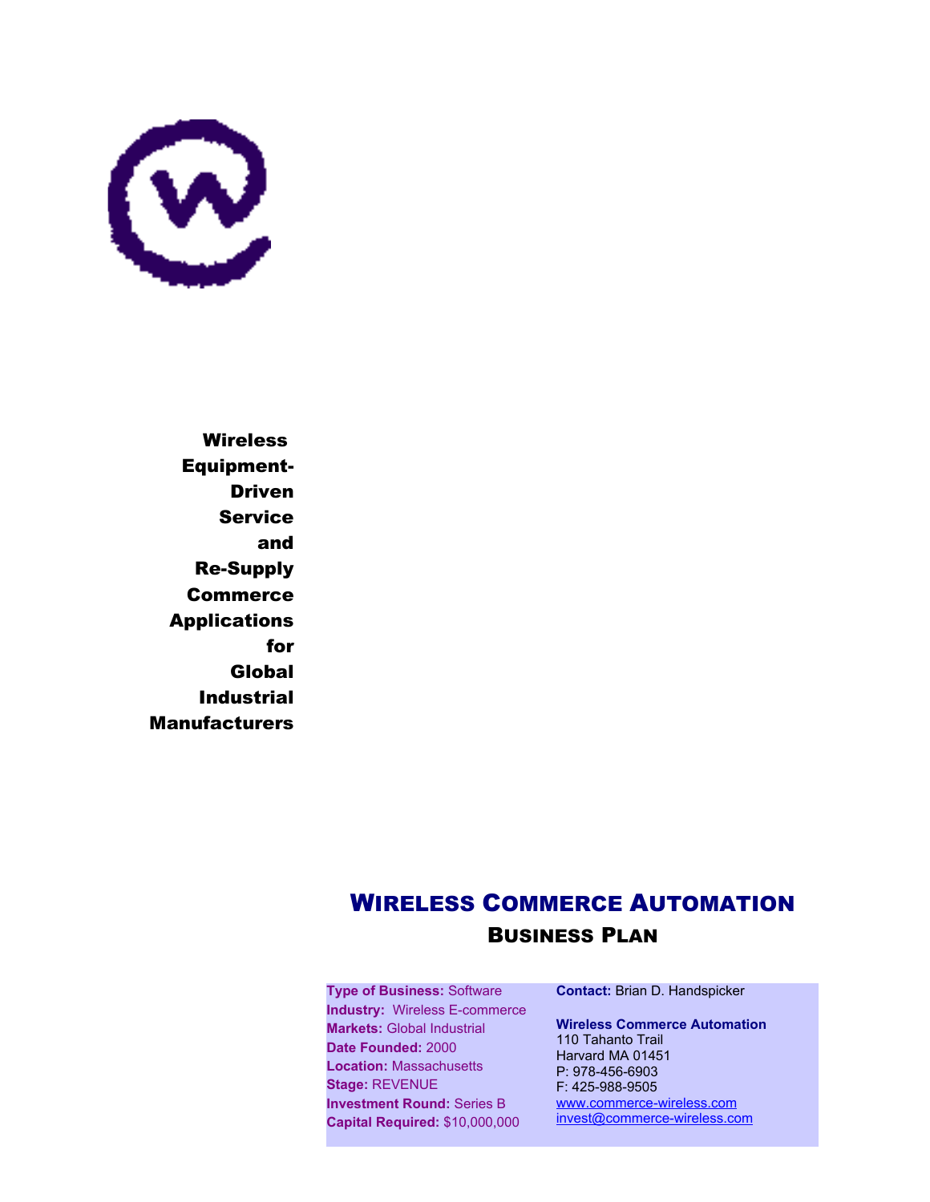**Wireless Equipment-Driven Service and Re-Supply Commerce Applications for Global Industrial Manufacturers**

# WIRELESS COMMERCE AUTOMATION

## BUSINESS PLAN

**Type of Business:** Software
**Industry:** Wireless E-commerce
**Markets:** Global Industrial
**Date Founded:** 2000
**Location:** Massachusetts
**Stage:** REVENUE
**Investment Round:** Series B
**Capital Required:** $10,000,000

**Contact:** Brian D. Handspicker

**Wireless Commerce Automation**
110 Tahanto Trail
Harvard MA 01451
P: 978-456-6903
F: 425-988-9505
www.commerce-wireless.com
invest@commerce-wireless.com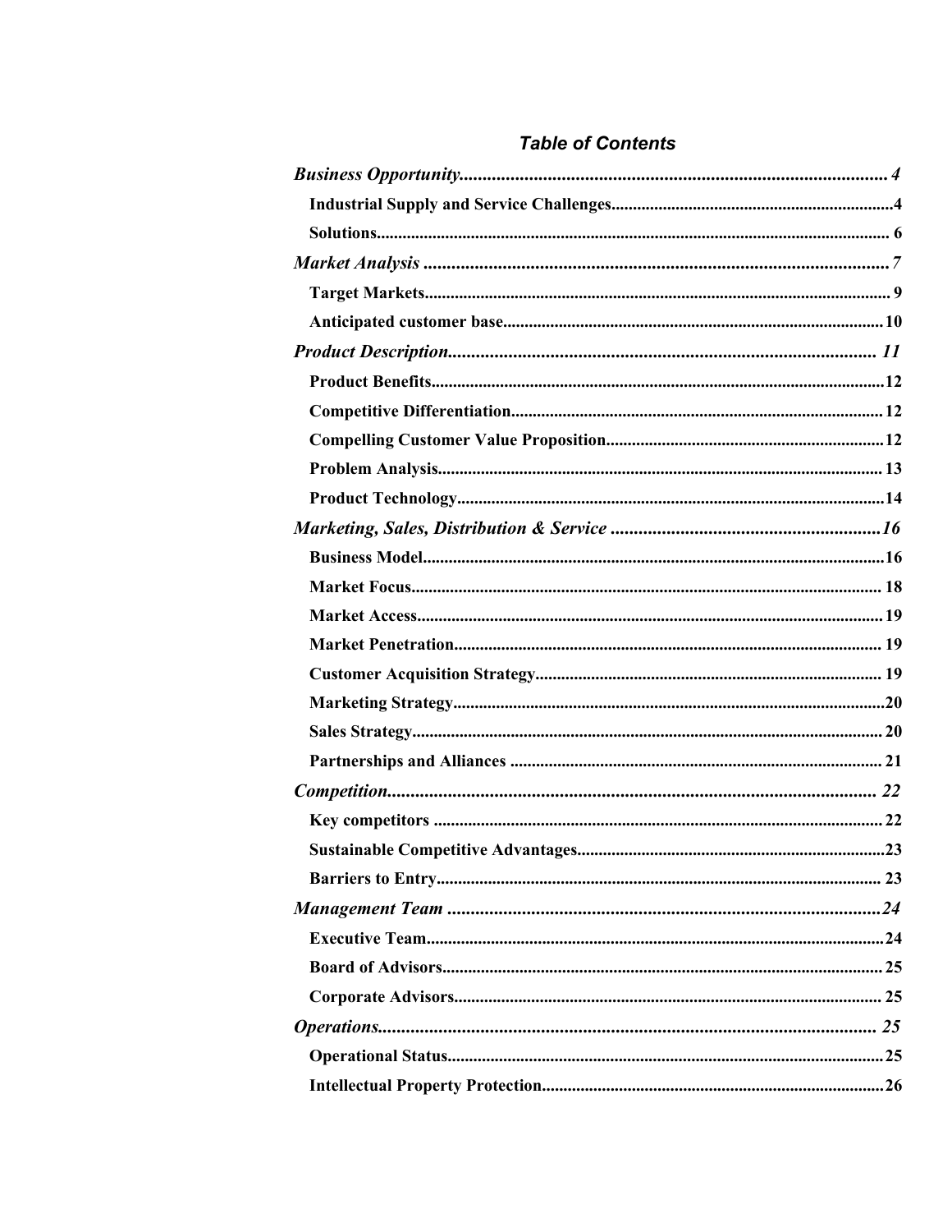# *Table of Contents*

*Business Opportunity*.......................................................................................... 4

- **Industrial Supply and Service Challenges**................................................................4
- **Solutions**...................................................................................................... 6

*Market Analysis* .................................................................................................7

- **Target Markets**............................................................................................ 9
- **Anticipated customer base**........................................................................10

*Product Description*.......................................................................................... 11

- **Product Benefits**........................................................................................12
- **Competitive Differentiation**.....................................................................12
- **Compelling Customer Value Proposition**................................................................12
- **Problem Analysis**...................................................................................... 13
- **Product Technology**..................................................................................14

*Marketing, Sales, Distribution & Service* ..........................................................16

- **Business Model**..........................................................................................16
- **Market Focus**............................................................................................ 18
- **Market Access**...........................................................................................19
- **Market Penetration**.................................................................................. 19
- **Customer Acquisition Strategy**................................................................ 19
- **Marketing Strategy**...................................................................................20
- **Sales Strategy**........................................................................................... 20
- **Partnerships and Alliances** ..................................................................... 21

*Competition*...................................................................................................... 22

- **Key competitors** ...................................................................................... 22
- **Sustainable Competitive Advantages**......................................................23
- **Barriers to Entry**...................................................................................... 23

*Management Team* ...........................................................................................24

- **Executive Team**.........................................................................................24
- **Board of Advisors**..................................................................................... 25
- **Corporate Advisors**.................................................................................. 25

*Operations*........................................................................................................ 25

- **Operational Status**....................................................................................25
- **Intellectual Property Protection**..............................................................26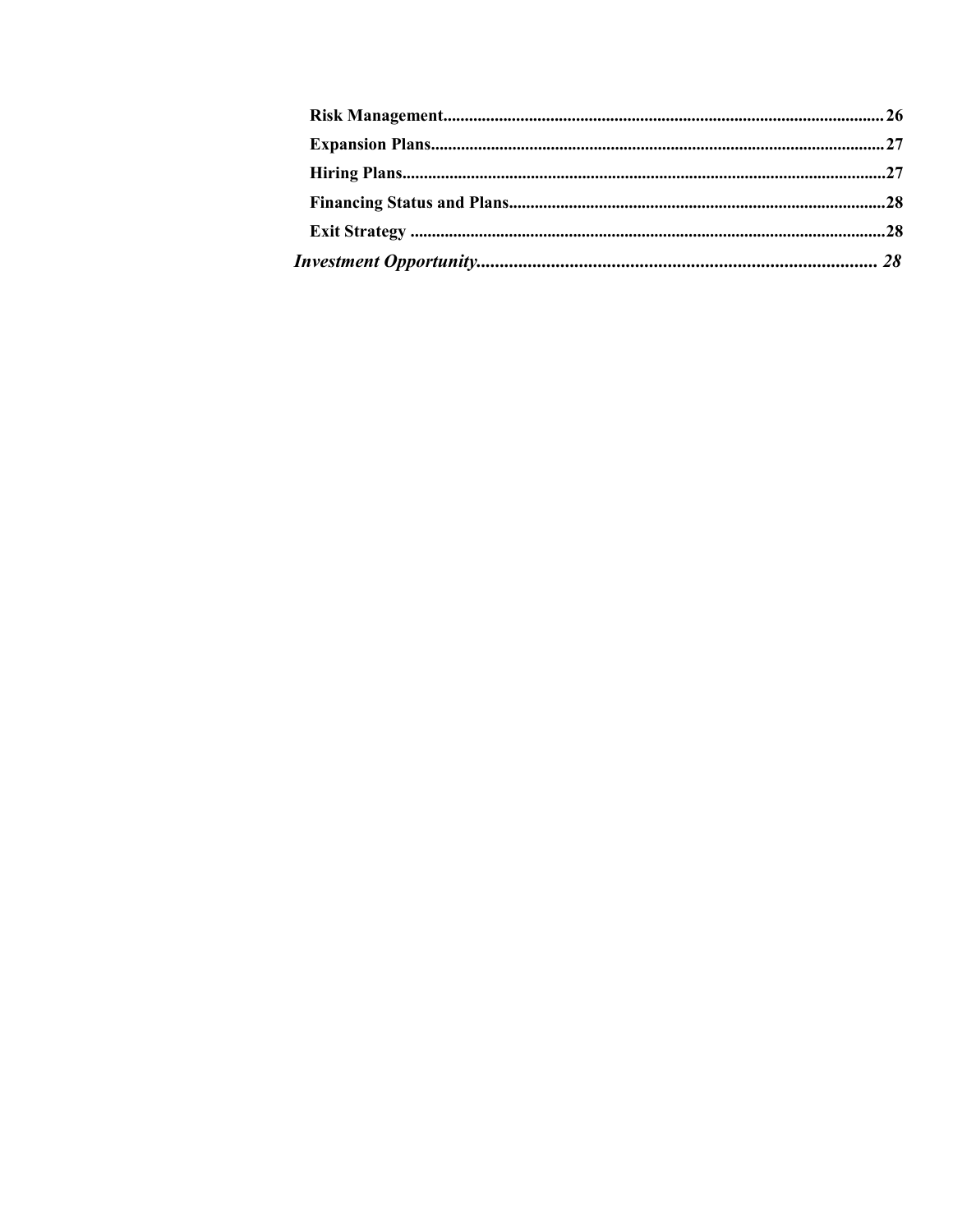**Risk Management**........................................................................................................26

**Expansion Plans**..........................................................................................................27

**Hiring Plans**..................................................................................................................27

**Financing Status and Plans**........................................................................................28

**Exit Strategy** ................................................................................................................28

***Investment Opportunity***...................................................................................... 28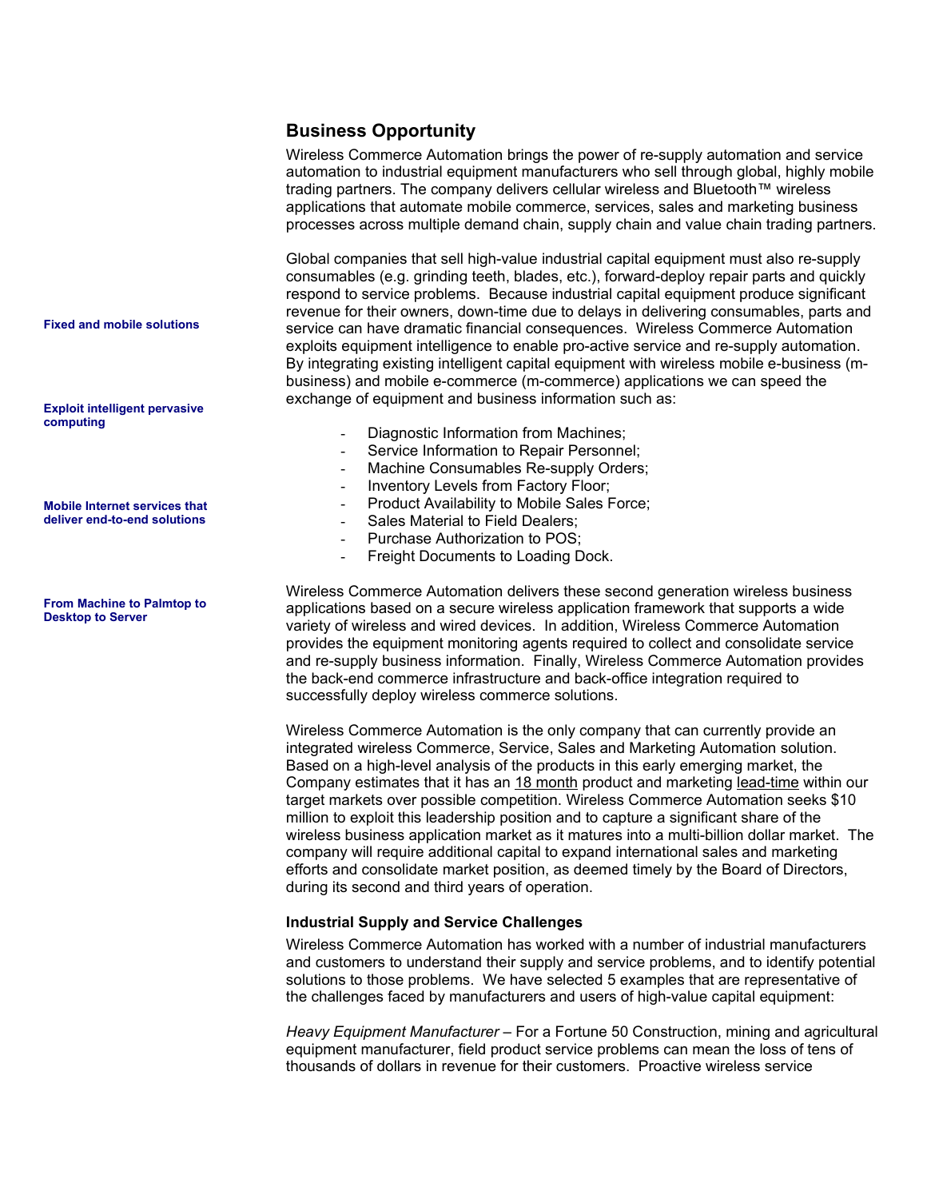## Business Opportunity

Wireless Commerce Automation brings the power of re-supply automation and service automation to industrial equipment manufacturers who sell through global, highly mobile trading partners. The company delivers cellular wireless and Bluetooth™ wireless applications that automate mobile commerce, services, sales and marketing business processes across multiple demand chain, supply chain and value chain trading partners.

**Fixed and mobile solutions**

**Exploit intelligent pervasive computing**

**Mobile Internet services that deliver end-to-end solutions**

**From Machine to Palmtop to Desktop to Server**

Global companies that sell high-value industrial capital equipment must also re-supply consumables (e.g. grinding teeth, blades, etc.), forward-deploy repair parts and quickly respond to service problems. Because industrial capital equipment produce significant revenue for their owners, down-time due to delays in delivering consumables, parts and service can have dramatic financial consequences. Wireless Commerce Automation exploits equipment intelligence to enable pro-active service and re-supply automation. By integrating existing intelligent capital equipment with wireless mobile e-business (m-business) and mobile e-commerce (m-commerce) applications we can speed the exchange of equipment and business information such as:

- Diagnostic Information from Machines;
- Service Information to Repair Personnel;
- Machine Consumables Re-supply Orders;
- Inventory Levels from Factory Floor;
- Product Availability to Mobile Sales Force;
- Sales Material to Field Dealers;
- Purchase Authorization to POS;
- Freight Documents to Loading Dock.

Wireless Commerce Automation delivers these second generation wireless business applications based on a secure wireless application framework that supports a wide variety of wireless and wired devices. In addition, Wireless Commerce Automation provides the equipment monitoring agents required to collect and consolidate service and re-supply business information. Finally, Wireless Commerce Automation provides the back-end commerce infrastructure and back-office integration required to successfully deploy wireless commerce solutions.

Wireless Commerce Automation is the only company that can currently provide an integrated wireless Commerce, Service, Sales and Marketing Automation solution. Based on a high-level analysis of the products in this early emerging market, the Company estimates that it has an 18 month product and marketing lead-time within our target markets over possible competition. Wireless Commerce Automation seeks $10 million to exploit this leadership position and to capture a significant share of the wireless business application market as it matures into a multi-billion dollar market. The company will require additional capital to expand international sales and marketing efforts and consolidate market position, as deemed timely by the Board of Directors, during its second and third years of operation.

### Industrial Supply and Service Challenges

Wireless Commerce Automation has worked with a number of industrial manufacturers and customers to understand their supply and service problems, and to identify potential solutions to those problems. We have selected 5 examples that are representative of the challenges faced by manufacturers and users of high-value capital equipment:

*Heavy Equipment Manufacturer* – For a Fortune 50 Construction, mining and agricultural equipment manufacturer, field product service problems can mean the loss of tens of thousands of dollars in revenue for their customers. Proactive wireless service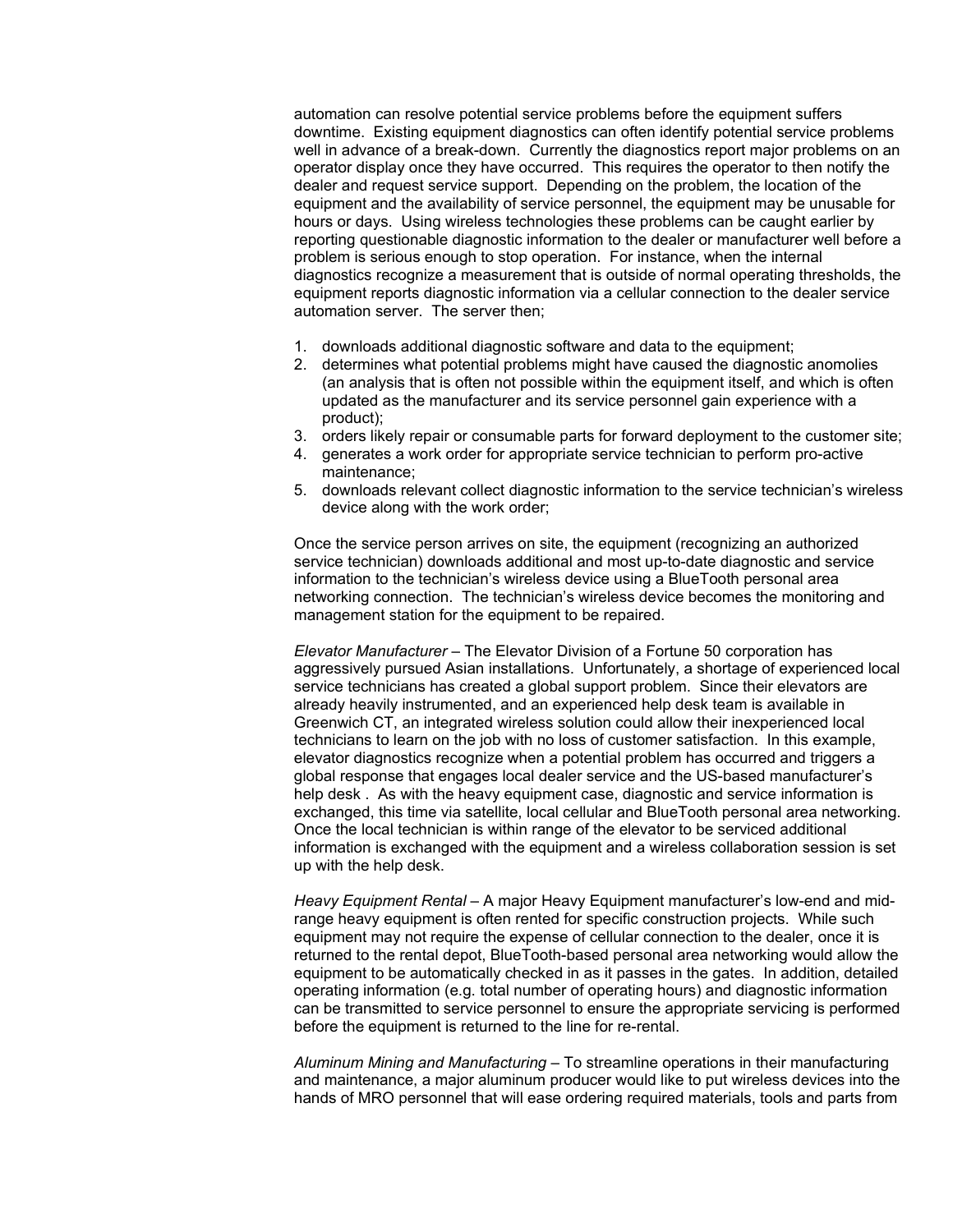automation can resolve potential service problems before the equipment suffers downtime. Existing equipment diagnostics can often identify potential service problems well in advance of a break-down. Currently the diagnostics report major problems on an operator display once they have occurred. This requires the operator to then notify the dealer and request service support. Depending on the problem, the location of the equipment and the availability of service personnel, the equipment may be unusable for hours or days. Using wireless technologies these problems can be caught earlier by reporting questionable diagnostic information to the dealer or manufacturer well before a problem is serious enough to stop operation. For instance, when the internal diagnostics recognize a measurement that is outside of normal operating thresholds, the equipment reports diagnostic information via a cellular connection to the dealer service automation server. The server then;

1. downloads additional diagnostic software and data to the equipment;
2. determines what potential problems might have caused the diagnostic anomolies (an analysis that is often not possible within the equipment itself, and which is often updated as the manufacturer and its service personnel gain experience with a product);
3. orders likely repair or consumable parts for forward deployment to the customer site;
4. generates a work order for appropriate service technician to perform pro-active maintenance;
5. downloads relevant collect diagnostic information to the service technician's wireless device along with the work order;

Once the service person arrives on site, the equipment (recognizing an authorized service technician) downloads additional and most up-to-date diagnostic and service information to the technician's wireless device using a BlueTooth personal area networking connection. The technician's wireless device becomes the monitoring and management station for the equipment to be repaired.

*Elevator Manufacturer* – The Elevator Division of a Fortune 50 corporation has aggressively pursued Asian installations. Unfortunately, a shortage of experienced local service technicians has created a global support problem. Since their elevators are already heavily instrumented, and an experienced help desk team is available in Greenwich CT, an integrated wireless solution could allow their inexperienced local technicians to learn on the job with no loss of customer satisfaction. In this example, elevator diagnostics recognize when a potential problem has occurred and triggers a global response that engages local dealer service and the US-based manufacturer's help desk . As with the heavy equipment case, diagnostic and service information is exchanged, this time via satellite, local cellular and BlueTooth personal area networking. Once the local technician is within range of the elevator to be serviced additional information is exchanged with the equipment and a wireless collaboration session is set up with the help desk.

*Heavy Equipment Rental* – A major Heavy Equipment manufacturer's low-end and mid-range heavy equipment is often rented for specific construction projects. While such equipment may not require the expense of cellular connection to the dealer, once it is returned to the rental depot, BlueTooth-based personal area networking would allow the equipment to be automatically checked in as it passes in the gates. In addition, detailed operating information (e.g. total number of operating hours) and diagnostic information can be transmitted to service personnel to ensure the appropriate servicing is performed before the equipment is returned to the line for re-rental.

*Aluminum Mining and Manufacturing* – To streamline operations in their manufacturing and maintenance, a major aluminum producer would like to put wireless devices into the hands of MRO personnel that will ease ordering required materials, tools and parts from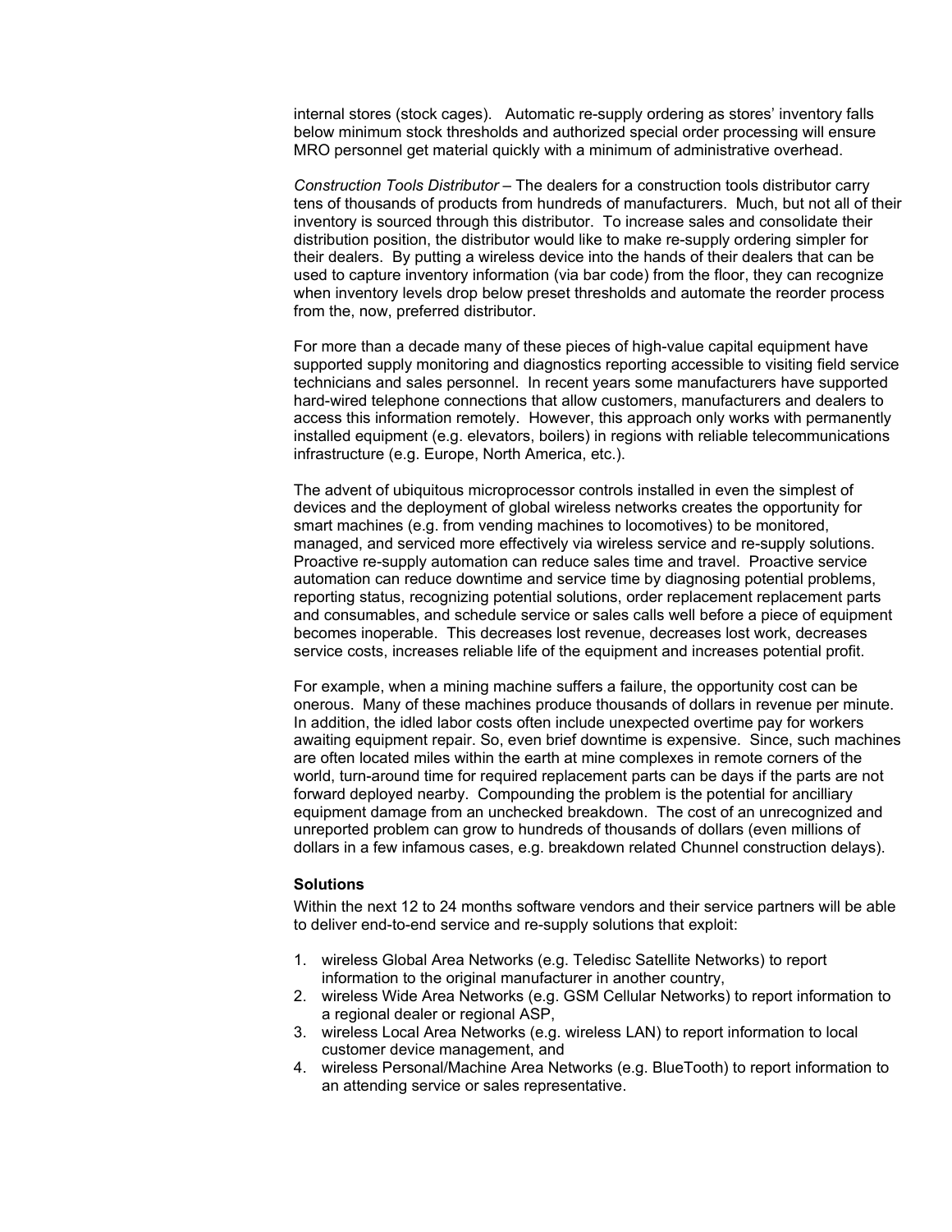internal stores (stock cages). Automatic re-supply ordering as stores' inventory falls below minimum stock thresholds and authorized special order processing will ensure MRO personnel get material quickly with a minimum of administrative overhead.

*Construction Tools Distributor* – The dealers for a construction tools distributor carry tens of thousands of products from hundreds of manufacturers. Much, but not all of their inventory is sourced through this distributor. To increase sales and consolidate their distribution position, the distributor would like to make re-supply ordering simpler for their dealers. By putting a wireless device into the hands of their dealers that can be used to capture inventory information (via bar code) from the floor, they can recognize when inventory levels drop below preset thresholds and automate the reorder process from the, now, preferred distributor.

For more than a decade many of these pieces of high-value capital equipment have supported supply monitoring and diagnostics reporting accessible to visiting field service technicians and sales personnel. In recent years some manufacturers have supported hard-wired telephone connections that allow customers, manufacturers and dealers to access this information remotely. However, this approach only works with permanently installed equipment (e.g. elevators, boilers) in regions with reliable telecommunications infrastructure (e.g. Europe, North America, etc.).

The advent of ubiquitous microprocessor controls installed in even the simplest of devices and the deployment of global wireless networks creates the opportunity for smart machines (e.g. from vending machines to locomotives) to be monitored, managed, and serviced more effectively via wireless service and re-supply solutions. Proactive re-supply automation can reduce sales time and travel. Proactive service automation can reduce downtime and service time by diagnosing potential problems, reporting status, recognizing potential solutions, order replacement replacement parts and consumables, and schedule service or sales calls well before a piece of equipment becomes inoperable. This decreases lost revenue, decreases lost work, decreases service costs, increases reliable life of the equipment and increases potential profit.

For example, when a mining machine suffers a failure, the opportunity cost can be onerous. Many of these machines produce thousands of dollars in revenue per minute. In addition, the idled labor costs often include unexpected overtime pay for workers awaiting equipment repair. So, even brief downtime is expensive. Since, such machines are often located miles within the earth at mine complexes in remote corners of the world, turn-around time for required replacement parts can be days if the parts are not forward deployed nearby. Compounding the problem is the potential for ancilliary equipment damage from an unchecked breakdown. The cost of an unrecognized and unreported problem can grow to hundreds of thousands of dollars (even millions of dollars in a few infamous cases, e.g. breakdown related Chunnel construction delays).

### Solutions

Within the next 12 to 24 months software vendors and their service partners will be able to deliver end-to-end service and re-supply solutions that exploit:

1. wireless Global Area Networks (e.g. Teledisc Satellite Networks) to report information to the original manufacturer in another country,
2. wireless Wide Area Networks (e.g. GSM Cellular Networks) to report information to a regional dealer or regional ASP,
3. wireless Local Area Networks (e.g. wireless LAN) to report information to local customer device management, and
4. wireless Personal/Machine Area Networks (e.g. BlueTooth) to report information to an attending service or sales representative.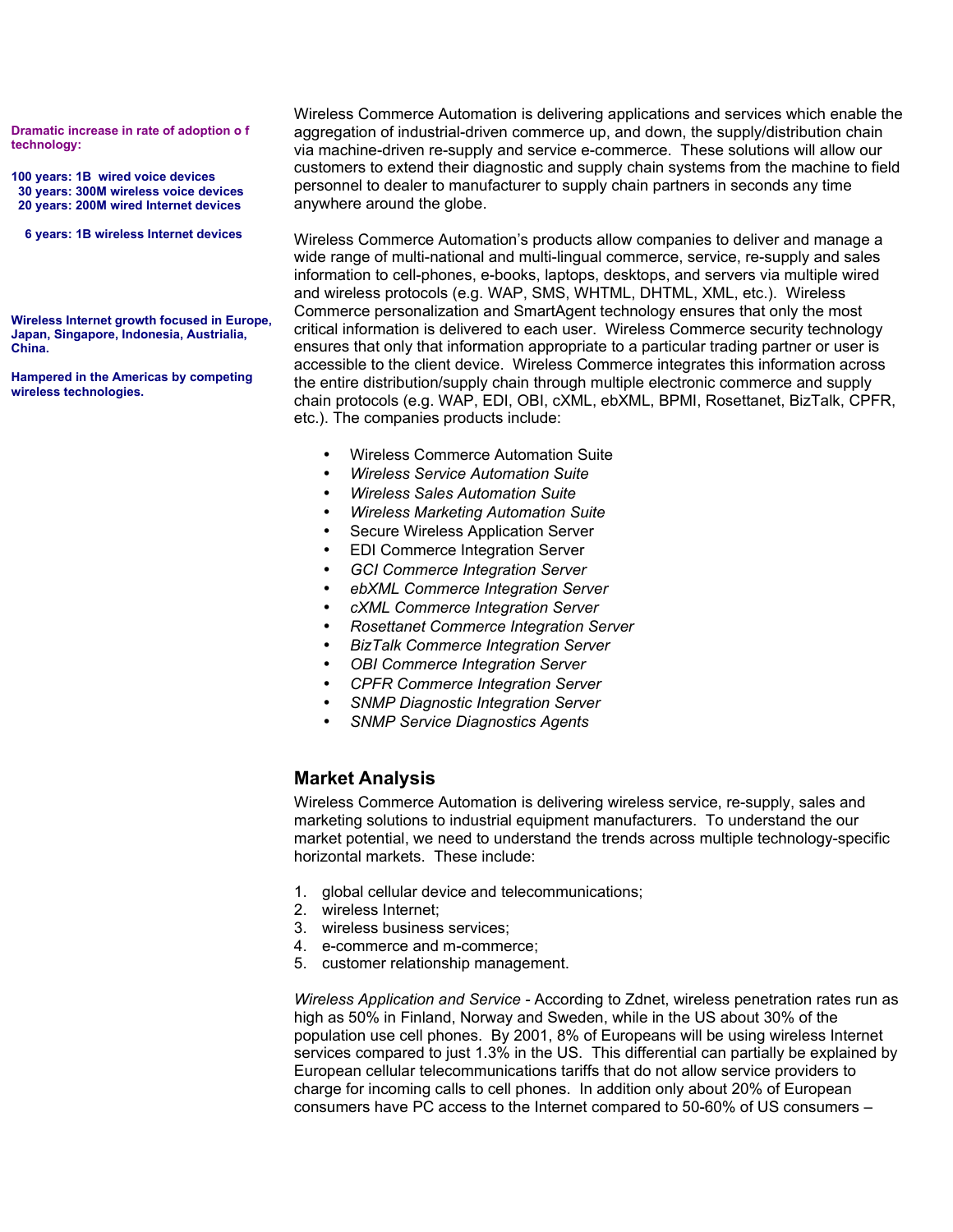**Dramatic increase in rate of adoption o f technology:**

**100 years: 1B wired voice devices**
**30 years: 300M wireless voice devices**
**20 years: 200M wired Internet devices**

**6 years: 1B wireless Internet devices**

**Wireless Internet growth focused in Europe, Japan, Singapore, Indonesia, Austrialia, China.**

**Hampered in the Americas by competing wireless technologies.**

Wireless Commerce Automation is delivering applications and services which enable the aggregation of industrial-driven commerce up, and down, the supply/distribution chain via machine-driven re-supply and service e-commerce. These solutions will allow our customers to extend their diagnostic and supply chain systems from the machine to field personnel to dealer to manufacturer to supply chain partners in seconds any time anywhere around the globe.

Wireless Commerce Automation's products allow companies to deliver and manage a wide range of multi-national and multi-lingual commerce, service, re-supply and sales information to cell-phones, e-books, laptops, desktops, and servers via multiple wired and wireless protocols (e.g. WAP, SMS, WHTML, DHTML, XML, etc.). Wireless Commerce personalization and SmartAgent technology ensures that only the most critical information is delivered to each user. Wireless Commerce security technology ensures that only that information appropriate to a particular trading partner or user is accessible to the client device. Wireless Commerce integrates this information across the entire distribution/supply chain through multiple electronic commerce and supply chain protocols (e.g. WAP, EDI, OBI, cXML, ebXML, BPMI, Rosettanet, BizTalk, CPFR, etc.). The companies products include:

- Wireless Commerce Automation Suite
- *Wireless Service Automation Suite*
- *Wireless Sales Automation Suite*
- *Wireless Marketing Automation Suite*
- Secure Wireless Application Server
- EDI Commerce Integration Server
- *GCI Commerce Integration Server*
- *ebXML Commerce Integration Server*
- *cXML Commerce Integration Server*
- *Rosettanet Commerce Integration Server*
- *BizTalk Commerce Integration Server*
- *OBI Commerce Integration Server*
- *CPFR Commerce Integration Server*
- *SNMP Diagnostic Integration Server*
- *SNMP Service Diagnostics Agents*

## Market Analysis

Wireless Commerce Automation is delivering wireless service, re-supply, sales and marketing solutions to industrial equipment manufacturers. To understand the our market potential, we need to understand the trends across multiple technology-specific horizontal markets. These include:

1. global cellular device and telecommunications;
2. wireless Internet;
3. wireless business services;
4. e-commerce and m-commerce;
5. customer relationship management.

*Wireless Application and Service* - According to Zdnet, wireless penetration rates run as high as 50% in Finland, Norway and Sweden, while in the US about 30% of the population use cell phones. By 2001, 8% of Europeans will be using wireless Internet services compared to just 1.3% in the US. This differential can partially be explained by European cellular telecommunications tariffs that do not allow service providers to charge for incoming calls to cell phones. In addition only about 20% of European consumers have PC access to the Internet compared to 50-60% of US consumers –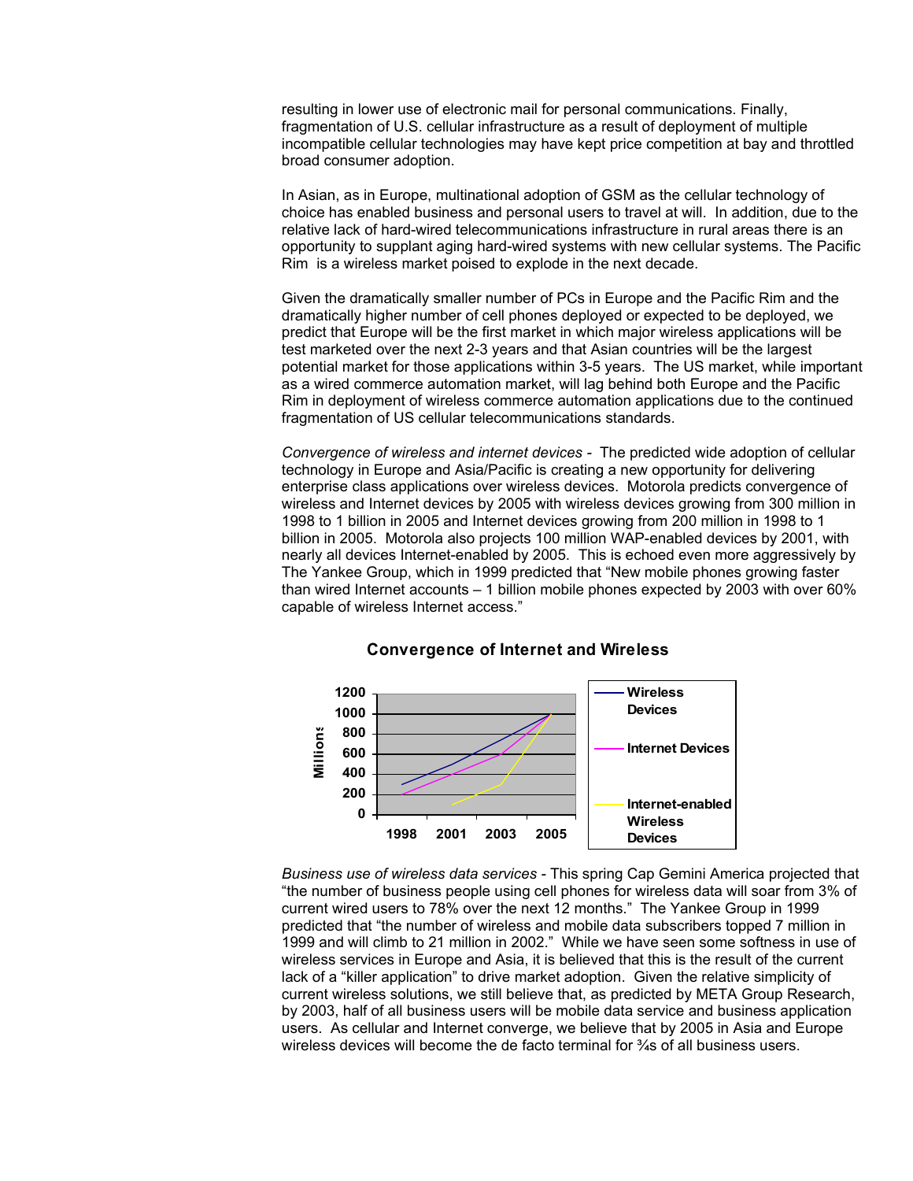resulting in lower use of electronic mail for personal communications. Finally, fragmentation of U.S. cellular infrastructure as a result of deployment of multiple incompatible cellular technologies may have kept price competition at bay and throttled broad consumer adoption.

In Asian, as in Europe, multinational adoption of GSM as the cellular technology of choice has enabled business and personal users to travel at will. In addition, due to the relative lack of hard-wired telecommunications infrastructure in rural areas there is an opportunity to supplant aging hard-wired systems with new cellular systems. The Pacific Rim is a wireless market poised to explode in the next decade.

Given the dramatically smaller number of PCs in Europe and the Pacific Rim and the dramatically higher number of cell phones deployed or expected to be deployed, we predict that Europe will be the first market in which major wireless applications will be test marketed over the next 2-3 years and that Asian countries will be the largest potential market for those applications within 3-5 years. The US market, while important as a wired commerce automation market, will lag behind both Europe and the Pacific Rim in deployment of wireless commerce automation applications due to the continued fragmentation of US cellular telecommunications standards.

*Convergence of wireless and internet devices* - The predicted wide adoption of cellular technology in Europe and Asia/Pacific is creating a new opportunity for delivering enterprise class applications over wireless devices. Motorola predicts convergence of wireless and Internet devices by 2005 with wireless devices growing from 300 million in 1998 to 1 billion in 2005 and Internet devices growing from 200 million in 1998 to 1 billion in 2005. Motorola also projects 100 million WAP-enabled devices by 2001, with nearly all devices Internet-enabled by 2005. This is echoed even more aggressively by The Yankee Group, which in 1999 predicted that "New mobile phones growing faster than wired Internet accounts – 1 billion mobile phones expected by 2003 with over 60% capable of wireless Internet access."

**Convergence of Internet and Wireless**

| Millions | 1998 | 2001 | 2003 | 2005 |
|---|---|---|---|---|
| Wireless Devices | 300 | 500 | 750 | 1000 |
| Internet Devices | 200 | 400 | 600 | 1000 |
| Internet-enabled Wireless Devices | | 100 | 300 | 1000 |

*Business use of wireless data services* - This spring Cap Gemini America projected that "the number of business people using cell phones for wireless data will soar from 3% of current wired users to 78% over the next 12 months." The Yankee Group in 1999 predicted that "the number of wireless and mobile data subscribers topped 7 million in 1999 and will climb to 21 million in 2002." While we have seen some softness in use of wireless services in Europe and Asia, it is believed that this is the result of the current lack of a "killer application" to drive market adoption. Given the relative simplicity of current wireless solutions, we still believe that, as predicted by META Group Research, by 2003, half of all business users will be mobile data service and business application users. As cellular and Internet converge, we believe that by 2005 in Asia and Europe wireless devices will become the de facto terminal for ¾s of all business users.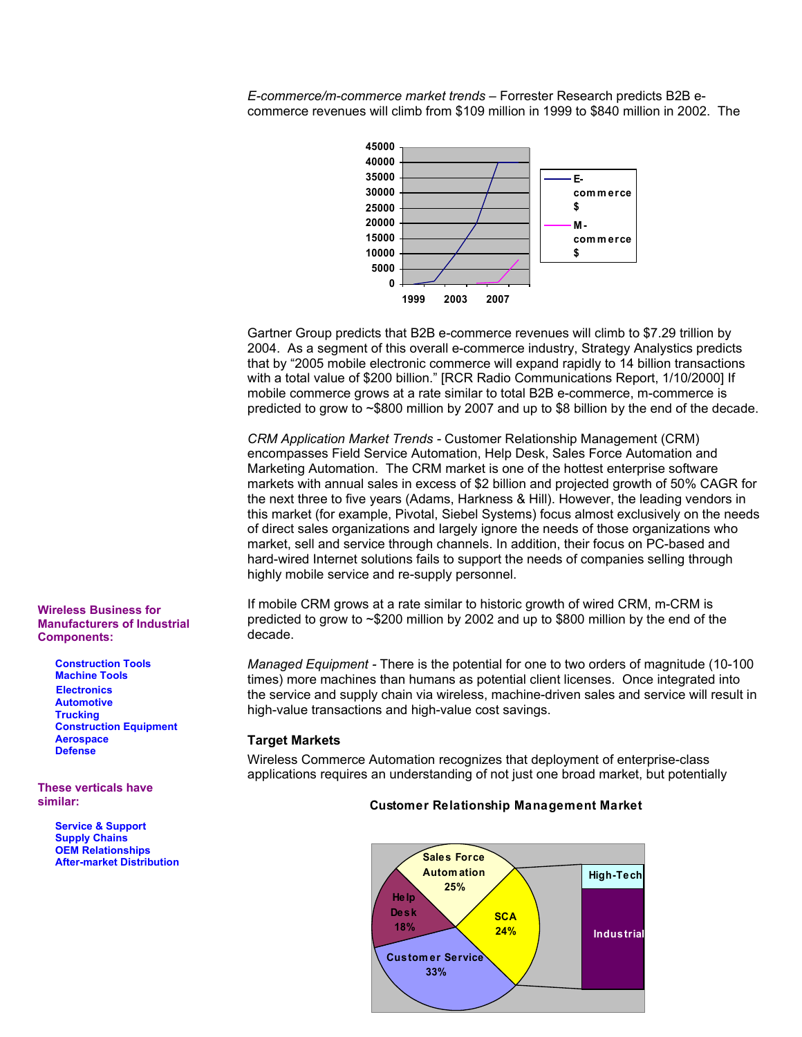*E-commerce/m-commerce market trends* – Forrester Research predicts B2B e-commerce revenues will climb from $109 million in 1999 to $840 million in 2002. The Gartner Group predicts that B2B e-commerce revenues will climb to $7.29 trillion by 2004. As a segment of this overall e-commerce industry, Strategy Analytics predicts that by "2005 mobile electronic commerce will expand rapidly to 14 billion transactions with a total value of $200 billion." [RCR Radio Communications Report, 1/10/2000] If mobile commerce grows at a rate similar to total B2B e-commerce, m-commerce is predicted to grow to ~$800 million by 2007 and up to $8 billion by the end of the decade.

*CRM Application Market Trends* - Customer Relationship Management (CRM) encompasses Field Service Automation, Help Desk, Sales Force Automation and Marketing Automation. The CRM market is one of the hottest enterprise software markets with annual sales in excess of $2 billion and projected growth of 50% CAGR for the next three to five years (Adams, Harkness & Hill). However, the leading vendors in this market (for example, Pivotal, Siebel Systems) focus almost exclusively on the needs of direct sales organizations and largely ignore the needs of those organizations who market, sell and service through channels. In addition, their focus on PC-based and hard-wired Internet solutions fails to support the needs of companies selling through highly mobile service and re-supply personnel.

If mobile CRM grows at a rate similar to historic growth of wired CRM, m-CRM is predicted to grow to ~$200 million by 2002 and up to $800 million by the end of the decade.

*Managed Equipment* - There is the potential for one to two orders of magnitude (10-100 times) more machines than humans as potential client licenses. Once integrated into the service and supply chain via wireless, machine-driven sales and service will result in high-value transactions and high-value cost savings.

**Wireless Business for Manufacturers of Industrial Components:**

- Construction Tools
- Machine Tools
- Electronics
- Automotive
- Trucking
- Construction Equipment
- Aerospace
- Defense

**These verticals have similar:**

- Service & Support
- Supply Chains
- OEM Relationships
- After-market Distribution

### Target Markets

Wireless Commerce Automation recognizes that deployment of enterprise-class applications requires an understanding of not just one broad market, but potentially

**Customer Relationship Management Market**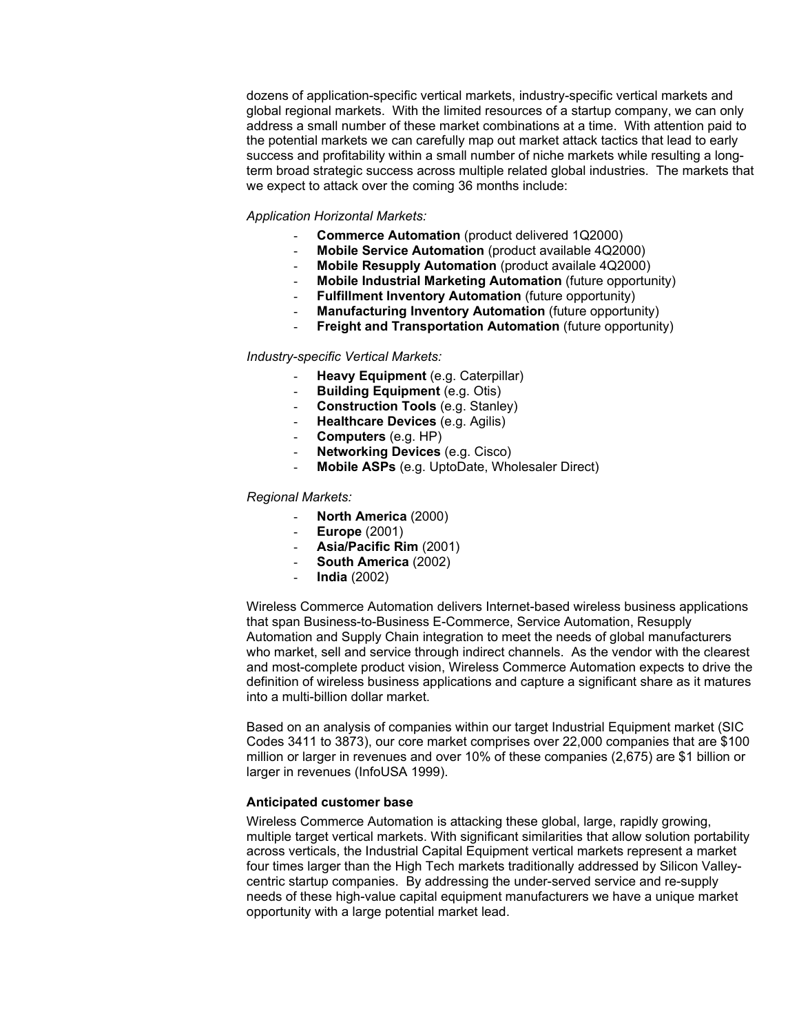dozens of application-specific vertical markets, industry-specific vertical markets and global regional markets. With the limited resources of a startup company, we can only address a small number of these market combinations at a time. With attention paid to the potential markets we can carefully map out market attack tactics that lead to early success and profitability within a small number of niche markets while resulting a long-term broad strategic success across multiple related global industries. The markets that we expect to attack over the coming 36 months include:

*Application Horizontal Markets:*

- **Commerce Automation** (product delivered 1Q2000)
- **Mobile Service Automation** (product available 4Q2000)
- **Mobile Resupply Automation** (product availale 4Q2000)
- **Mobile Industrial Marketing Automation** (future opportunity)
- **Fulfillment Inventory Automation** (future opportunity)
- **Manufacturing Inventory Automation** (future opportunity)
- **Freight and Transportation Automation** (future opportunity)

*Industry-specific Vertical Markets:*

- **Heavy Equipment** (e.g. Caterpillar)
- **Building Equipment** (e.g. Otis)
- **Construction Tools** (e.g. Stanley)
- **Healthcare Devices** (e.g. Agilis)
- **Computers** (e.g. HP)
- **Networking Devices** (e.g. Cisco)
- **Mobile ASPs** (e.g. UptoDate, Wholesaler Direct)

*Regional Markets:*

- **North America** (2000)
- **Europe** (2001)
- **Asia/Pacific Rim** (2001)
- **South America** (2002)
- **India** (2002)

Wireless Commerce Automation delivers Internet-based wireless business applications that span Business-to-Business E-Commerce, Service Automation, Resupply Automation and Supply Chain integration to meet the needs of global manufacturers who market, sell and service through indirect channels. As the vendor with the clearest and most-complete product vision, Wireless Commerce Automation expects to drive the definition of wireless business applications and capture a significant share as it matures into a multi-billion dollar market.

Based on an analysis of companies within our target Industrial Equipment market (SIC Codes 3411 to 3873), our core market comprises over 22,000 companies that are $100 million or larger in revenues and over 10% of these companies (2,675) are $1 billion or larger in revenues (InfoUSA 1999).

**Anticipated customer base**

Wireless Commerce Automation is attacking these global, large, rapidly growing, multiple target vertical markets. With significant similarities that allow solution portability across verticals, the Industrial Capital Equipment vertical markets represent a market four times larger than the High Tech markets traditionally addressed by Silicon Valley-centric startup companies. By addressing the under-served service and re-supply needs of these high-value capital equipment manufacturers we have a unique market opportunity with a large potential market lead.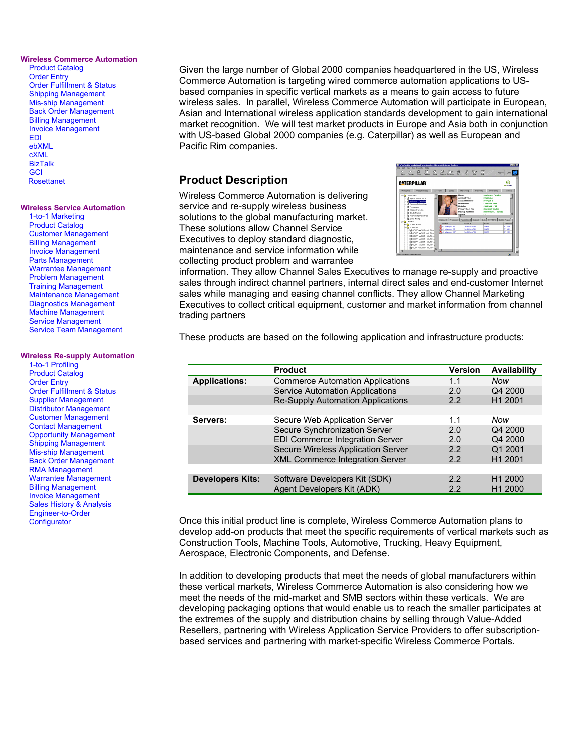**Wireless Commerce Automation**

- Product Catalog
- Order Entry
- Order Fulfillment & Status
- Shipping Management
- Mis-ship Management
- Back Order Management
- Billing Management
- Invoice Management
- EDI
- ebXML
- cXML
- BizTalk
- GCI
- Rosettanet

**Wireless Service Automation**

- 1-to-1 Marketing
- Product Catalog
- Customer Management
- Billing Management
- Invoice Management
- Parts Management
- Warrantee Management
- Problem Management
- Training Management
- Maintenance Management
- Diagnostics Management
- Machine Management
- Service Management
- Service Team Management

**Wireless Re-supply Automation**

- 1-to-1 Profiling
- Product Catalog
- Order Entry
- Order Fulfillment & Status
- Supplier Management
- Distributor Management
- Customer Management
- Contact Management
- Opportunity Management
- Shipping Management
- Mis-ship Management
- Back Order Management
- RMA Management
- Warrantee Management
- Billing Management
- Invoice Management
- Sales History & Analysis
- Engineer-to-Order
- Configurator

Given the large number of Global 2000 companies headquartered in the US, Wireless Commerce Automation is targeting wired commerce automation applications to US-based companies in specific vertical markets as a means to gain access to future wireless sales. In parallel, Wireless Commerce Automation will participate in European, Asian and International wireless application standards development to gain international market recognition. We will test market products in Europe and Asia both in conjunction with US-based Global 2000 companies (e.g. Caterpillar) as well as European and Pacific Rim companies.

## Product Description

Wireless Commerce Automation is delivering service and re-supply wireless business solutions to the global manufacturing market. These solutions allow Channel Service Executives to deploy standard diagnostic, maintenance and service information while collecting product problem and warrantee information. They allow Channel Sales Executives to manage re-supply and proactive sales through indirect channel partners, internal direct sales and end-customer Internet sales while managing and easing channel conflicts. They allow Channel Marketing Executives to collect critical equipment, customer and market information from channel trading partners

These products are based on the following application and infrastructure products:

| | Product | Version | Availability |
|---|---|---|---|
| **Applications:** | Commerce Automation Applications | 1.1 | *Now* |
| | Service Automation Applications | 2.0 | Q4 2000 |
| | Re-Supply Automation Applications | 2.2 | H1 2001 |
| **Servers:** | Secure Web Application Server | 1.1 | *Now* |
| | Secure Synchronization Server | 2.0 | Q4 2000 |
| | EDI Commerce Integration Server | 2.0 | Q4 2000 |
| | Secure Wireless Application Server | 2.2 | Q1 2001 |
| | XML Commerce Integration Server | 2.2 | H1 2001 |
| **Developers Kits:** | Software Developers Kit (SDK) | 2.2 | H1 2000 |
| | Agent Developers Kit (ADK) | 2.2 | H1 2000 |

Once this initial product line is complete, Wireless Commerce Automation plans to develop add-on products that meet the specific requirements of vertical markets such as Construction Tools, Machine Tools, Automotive, Trucking, Heavy Equipment, Aerospace, Electronic Components, and Defense.

In addition to developing products that meet the needs of global manufacturers within these vertical markets, Wireless Commerce Automation is also considering how we meet the needs of the mid-market and SMB sectors within these verticals. We are developing packaging options that would enable us to reach the smaller participates at the extremes of the supply and distribution chains by selling through Value-Added Resellers, partnering with Wireless Application Service Providers to offer subscription-based services and partnering with market-specific Wireless Commerce Portals.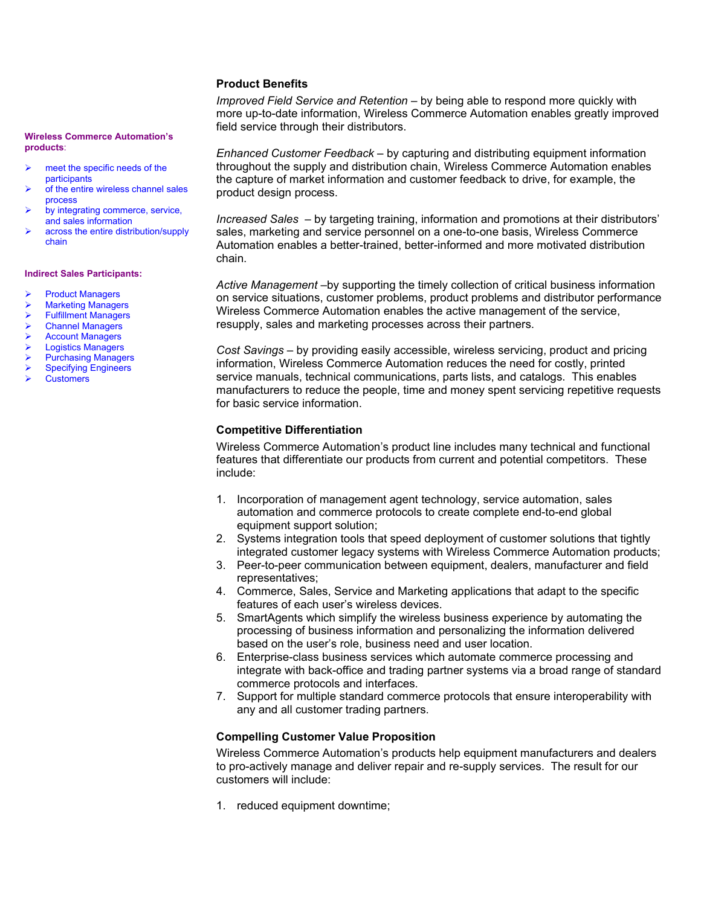**Wireless Commerce Automation's products**:

- meet the specific needs of the participants
- of the entire wireless channel sales process
- by integrating commerce, service, and sales information
- across the entire distribution/supply chain

**Indirect Sales Participants:**

- Product Managers
- Marketing Managers
- Fulfillment Managers
- Channel Managers
- Account Managers
- Logistics Managers
- Purchasing Managers
- Specifying Engineers
- Customers

### Product Benefits

*Improved Field Service and Retention* – by being able to respond more quickly with more up-to-date information, Wireless Commerce Automation enables greatly improved field service through their distributors.

*Enhanced Customer Feedback* – by capturing and distributing equipment information throughout the supply and distribution chain, Wireless Commerce Automation enables the capture of market information and customer feedback to drive, for example, the product design process.

*Increased Sales* – by targeting training, information and promotions at their distributors' sales, marketing and service personnel on a one-to-one basis, Wireless Commerce Automation enables a better-trained, better-informed and more motivated distribution chain.

*Active Management* –by supporting the timely collection of critical business information on service situations, customer problems, product problems and distributor performance Wireless Commerce Automation enables the active management of the service, resupply, sales and marketing processes across their partners.

*Cost Savings* – by providing easily accessible, wireless servicing, product and pricing information, Wireless Commerce Automation reduces the need for costly, printed service manuals, technical communications, parts lists, and catalogs. This enables manufacturers to reduce the people, time and money spent servicing repetitive requests for basic service information.

### Competitive Differentiation

Wireless Commerce Automation's product line includes many technical and functional features that differentiate our products from current and potential competitors. These include:

1. Incorporation of management agent technology, service automation, sales automation and commerce protocols to create complete end-to-end global equipment support solution;
2. Systems integration tools that speed deployment of customer solutions that tightly integrated customer legacy systems with Wireless Commerce Automation products;
3. Peer-to-peer communication between equipment, dealers, manufacturer and field representatives;
4. Commerce, Sales, Service and Marketing applications that adapt to the specific features of each user's wireless devices.
5. SmartAgents which simplify the wireless business experience by automating the processing of business information and personalizing the information delivered based on the user's role, business need and user location.
6. Enterprise-class business services which automate commerce processing and integrate with back-office and trading partner systems via a broad range of standard commerce protocols and interfaces.
7. Support for multiple standard commerce protocols that ensure interoperability with any and all customer trading partners.

### Compelling Customer Value Proposition

Wireless Commerce Automation's products help equipment manufacturers and dealers to pro-actively manage and deliver repair and re-supply services. The result for our customers will include:

1. reduced equipment downtime;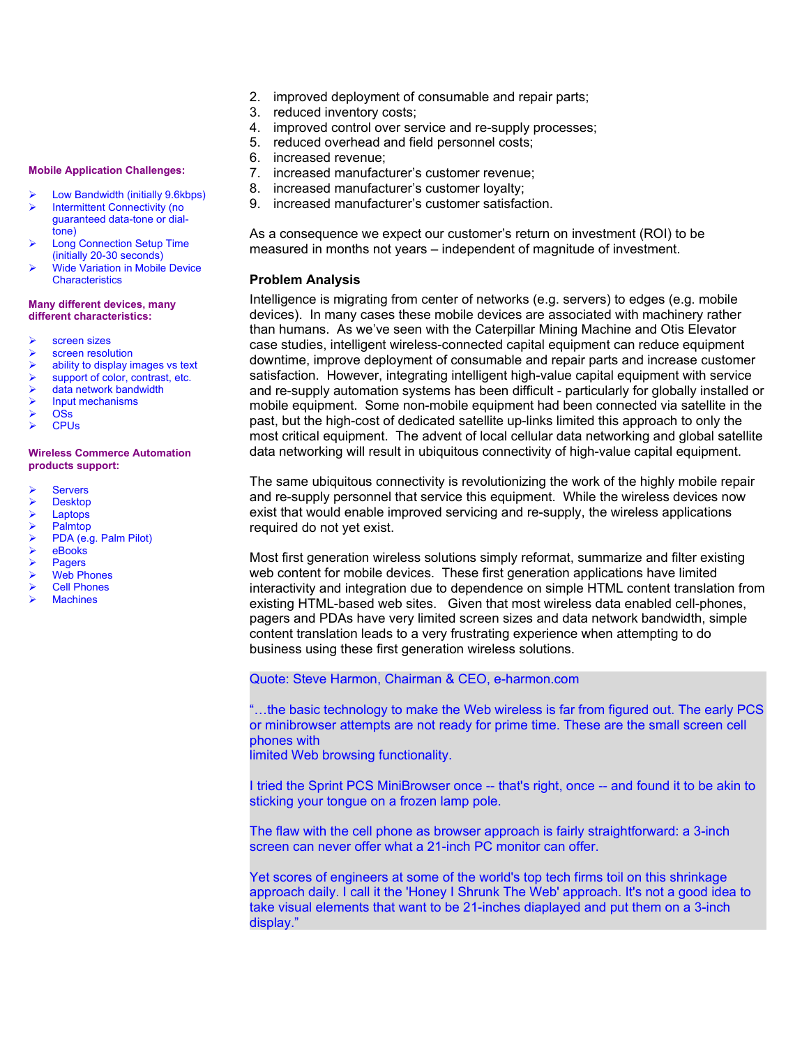**Mobile Application Challenges:**

- Low Bandwidth (initially 9.6kbps)
- Intermittent Connectivity (no guaranteed data-tone or dial-tone)
- Long Connection Setup Time (initially 20-30 seconds)
- Wide Variation in Mobile Device Characteristics

**Many different devices, many different characteristics:**

- screen sizes
- screen resolution
- ability to display images vs text
- support of color, contrast, etc.
- data network bandwidth
- Input mechanisms
- OSs
- CPUs

**Wireless Commerce Automation products support:**

- Servers
- Desktop
- Laptops
- Palmtop
- PDA (e.g. Palm Pilot)
- eBooks
- Pagers
- Web Phones
- Cell Phones
- Machines

2. improved deployment of consumable and repair parts;
3. reduced inventory costs;
4. improved control over service and re-supply processes;
5. reduced overhead and field personnel costs;
6. increased revenue;
7. increased manufacturer's customer revenue;
8. increased manufacturer's customer loyalty;
9. increased manufacturer's customer satisfaction.

As a consequence we expect our customer's return on investment (ROI) to be measured in months not years – independent of magnitude of investment.

**Problem Analysis**

Intelligence is migrating from center of networks (e.g. servers) to edges (e.g. mobile devices). In many cases these mobile devices are associated with machinery rather than humans. As we've seen with the Caterpillar Mining Machine and Otis Elevator case studies, intelligent wireless-connected capital equipment can reduce equipment downtime, improve deployment of consumable and repair parts and increase customer satisfaction. However, integrating intelligent high-value capital equipment with service and re-supply automation systems has been difficult - particularly for globally installed or mobile equipment. Some non-mobile equipment had been connected via satellite in the past, but the high-cost of dedicated satellite up-links limited this approach to only the most critical equipment. The advent of local cellular data networking and global satellite data networking will result in ubiquitous connectivity of high-value capital equipment.

The same ubiquitous connectivity is revolutionizing the work of the highly mobile repair and re-supply personnel that service this equipment. While the wireless devices now exist that would enable improved servicing and re-supply, the wireless applications required do not yet exist.

Most first generation wireless solutions simply reformat, summarize and filter existing web content for mobile devices. These first generation applications have limited interactivity and integration due to dependence on simple HTML content translation from existing HTML-based web sites. Given that most wireless data enabled cell-phones, pagers and PDAs have very limited screen sizes and data network bandwidth, simple content translation leads to a very frustrating experience when attempting to do business using these first generation wireless solutions.

Quote: Steve Harmon, Chairman & CEO, e-harmon.com

"…the basic technology to make the Web wireless is far from figured out. The early PCS or minibrowser attempts are not ready for prime time. These are the small screen cell phones with
limited Web browsing functionality.

I tried the Sprint PCS MiniBrowser once -- that's right, once -- and found it to be akin to sticking your tongue on a frozen lamp pole.

The flaw with the cell phone as browser approach is fairly straightforward: a 3-inch screen can never offer what a 21-inch PC monitor can offer.

Yet scores of engineers at some of the world's top tech firms toil on this shrinkage approach daily. I call it the 'Honey I Shrunk The Web' approach. It's not a good idea to take visual elements that want to be 21-inches diaplayed and put them on a 3-inch display."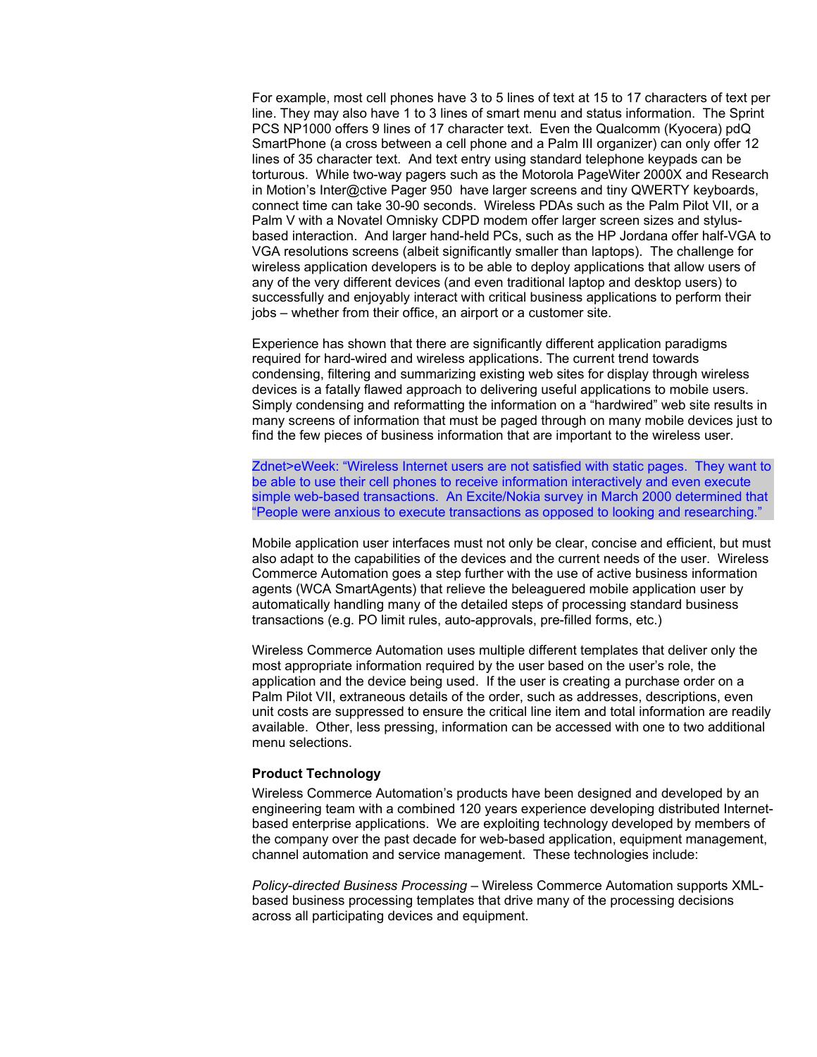For example, most cell phones have 3 to 5 lines of text at 15 to 17 characters of text per line. They may also have 1 to 3 lines of smart menu and status information. The Sprint PCS NP1000 offers 9 lines of 17 character text. Even the Qualcomm (Kyocera) pdQ SmartPhone (a cross between a cell phone and a Palm III organizer) can only offer 12 lines of 35 character text. And text entry using standard telephone keypads can be torturous. While two-way pagers such as the Motorola PageWiter 2000X and Research in Motion's Inter@ctive Pager 950 have larger screens and tiny QWERTY keyboards, connect time can take 30-90 seconds. Wireless PDAs such as the Palm Pilot VII, or a Palm V with a Novatel Omnisky CDPD modem offer larger screen sizes and stylus-based interaction. And larger hand-held PCs, such as the HP Jordana offer half-VGA to VGA resolutions screens (albeit significantly smaller than laptops). The challenge for wireless application developers is to be able to deploy applications that allow users of any of the very different devices (and even traditional laptop and desktop users) to successfully and enjoyably interact with critical business applications to perform their jobs – whether from their office, an airport or a customer site.

Experience has shown that there are significantly different application paradigms required for hard-wired and wireless applications. The current trend towards condensing, filtering and summarizing existing web sites for display through wireless devices is a fatally flawed approach to delivering useful applications to mobile users. Simply condensing and reformatting the information on a "hardwired" web site results in many screens of information that must be paged through on many mobile devices just to find the few pieces of business information that are important to the wireless user.

Zdnet>eWeek: "Wireless Internet users are not satisfied with static pages. They want to be able to use their cell phones to receive information interactively and even execute simple web-based transactions. An Excite/Nokia survey in March 2000 determined that "People were anxious to execute transactions as opposed to looking and researching."

Mobile application user interfaces must not only be clear, concise and efficient, but must also adapt to the capabilities of the devices and the current needs of the user. Wireless Commerce Automation goes a step further with the use of active business information agents (WCA SmartAgents) that relieve the beleaguered mobile application user by automatically handling many of the detailed steps of processing standard business transactions (e.g. PO limit rules, auto-approvals, pre-filled forms, etc.)

Wireless Commerce Automation uses multiple different templates that deliver only the most appropriate information required by the user based on the user's role, the application and the device being used. If the user is creating a purchase order on a Palm Pilot VII, extraneous details of the order, such as addresses, descriptions, even unit costs are suppressed to ensure the critical line item and total information are readily available. Other, less pressing, information can be accessed with one to two additional menu selections.

**Product Technology**

Wireless Commerce Automation's products have been designed and developed by an engineering team with a combined 120 years experience developing distributed Internet-based enterprise applications. We are exploiting technology developed by members of the company over the past decade for web-based application, equipment management, channel automation and service management. These technologies include:

*Policy-directed Business Processing* – Wireless Commerce Automation supports XML-based business processing templates that drive many of the processing decisions across all participating devices and equipment.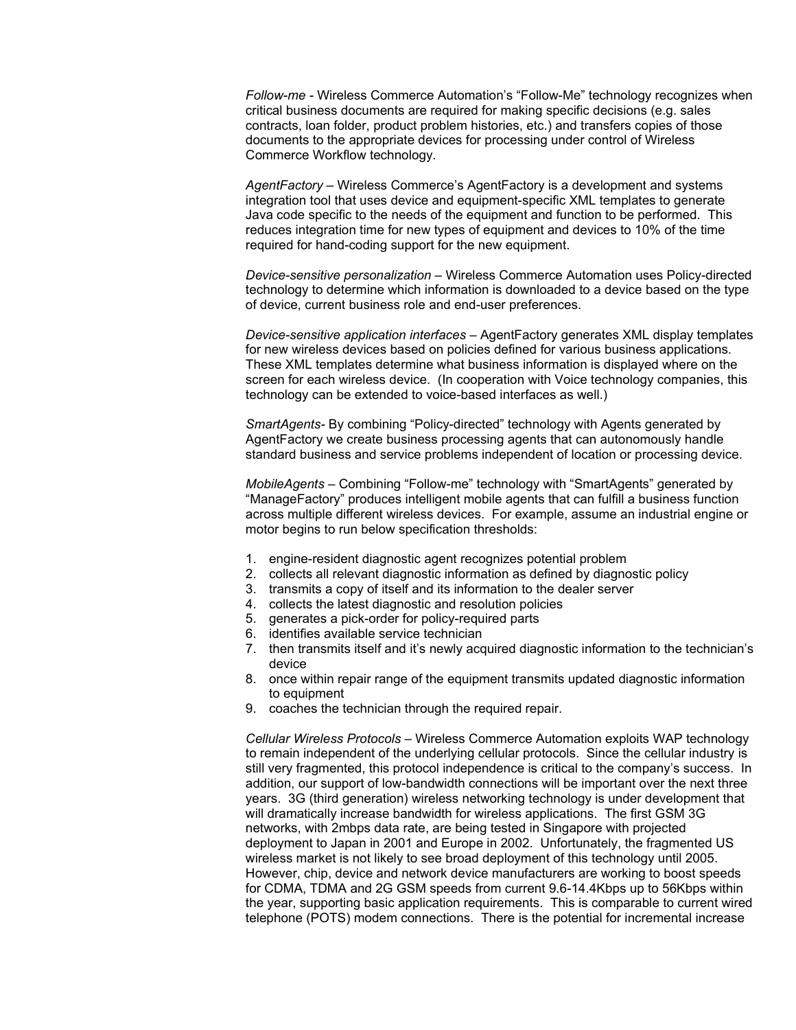*Follow-me* - Wireless Commerce Automation's "Follow-Me" technology recognizes when critical business documents are required for making specific decisions (e.g. sales contracts, loan folder, product problem histories, etc.) and transfers copies of those documents to the appropriate devices for processing under control of Wireless Commerce Workflow technology.

*AgentFactory* – Wireless Commerce's AgentFactory is a development and systems integration tool that uses device and equipment-specific XML templates to generate Java code specific to the needs of the equipment and function to be performed. This reduces integration time for new types of equipment and devices to 10% of the time required for hand-coding support for the new equipment.

*Device-sensitive personalization* – Wireless Commerce Automation uses Policy-directed technology to determine which information is downloaded to a device based on the type of device, current business role and end-user preferences.

*Device-sensitive application interfaces* – AgentFactory generates XML display templates for new wireless devices based on policies defined for various business applications. These XML templates determine what business information is displayed where on the screen for each wireless device. (In cooperation with Voice technology companies, this technology can be extended to voice-based interfaces as well.)

*SmartAgents*- By combining "Policy-directed" technology with Agents generated by AgentFactory we create business processing agents that can autonomously handle standard business and service problems independent of location or processing device.

*MobileAgents* – Combining "Follow-me" technology with "SmartAgents" generated by "ManageFactory" produces intelligent mobile agents that can fulfill a business function across multiple different wireless devices. For example, assume an industrial engine or motor begins to run below specification thresholds:

1. engine-resident diagnostic agent recognizes potential problem
2. collects all relevant diagnostic information as defined by diagnostic policy
3. transmits a copy of itself and its information to the dealer server
4. collects the latest diagnostic and resolution policies
5. generates a pick-order for policy-required parts
6. identifies available service technician
7. then transmits itself and it's newly acquired diagnostic information to the technician's device
8. once within repair range of the equipment transmits updated diagnostic information to equipment
9. coaches the technician through the required repair.

*Cellular Wireless Protocols* – Wireless Commerce Automation exploits WAP technology to remain independent of the underlying cellular protocols. Since the cellular industry is still very fragmented, this protocol independence is critical to the company's success. In addition, our support of low-bandwidth connections will be important over the next three years. 3G (third generation) wireless networking technology is under development that will dramatically increase bandwidth for wireless applications. The first GSM 3G networks, with 2mbps data rate, are being tested in Singapore with projected deployment to Japan in 2001 and Europe in 2002. Unfortunately, the fragmented US wireless market is not likely to see broad deployment of this technology until 2005. However, chip, device and network device manufacturers are working to boost speeds for CDMA, TDMA and 2G GSM speeds from current 9.6-14.4Kbps up to 56Kbps within the year, supporting basic application requirements. This is comparable to current wired telephone (POTS) modem connections. There is the potential for incremental increase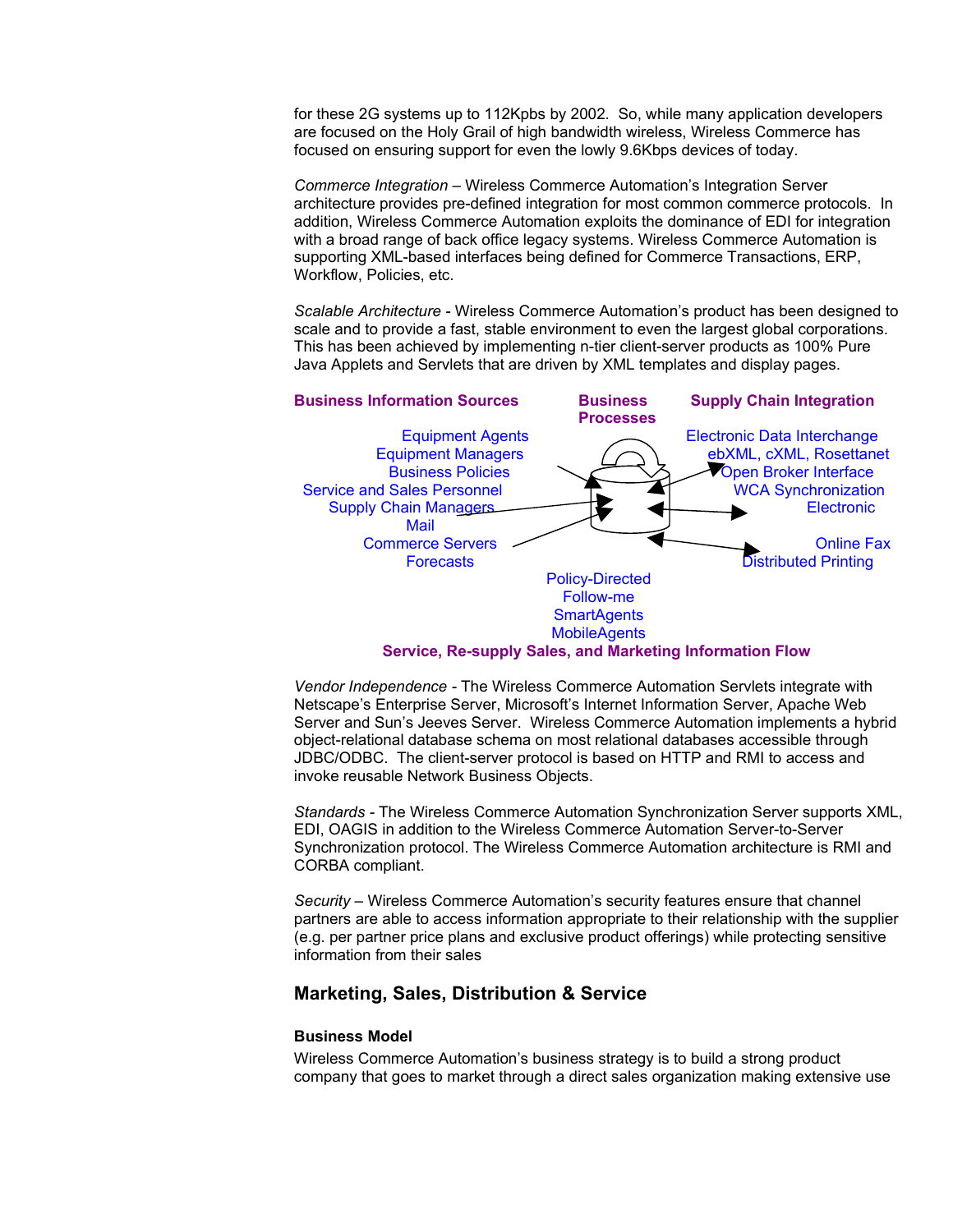for these 2G systems up to 112Kpbs by 2002. So, while many application developers are focused on the Holy Grail of high bandwidth wireless, Wireless Commerce has focused on ensuring support for even the lowly 9.6Kbps devices of today.

*Commerce Integration* – Wireless Commerce Automation's Integration Server architecture provides pre-defined integration for most common commerce protocols. In addition, Wireless Commerce Automation exploits the dominance of EDI for integration with a broad range of back office legacy systems. Wireless Commerce Automation is supporting XML-based interfaces being defined for Commerce Transactions, ERP, Workflow, Policies, etc.

*Scalable Architecture* - Wireless Commerce Automation's product has been designed to scale and to provide a fast, stable environment to even the largest global corporations. This has been achieved by implementing n-tier client-server products as 100% Pure Java Applets and Servlets that are driven by XML templates and display pages.

**Business Information Sources**

Equipment Agents
Equipment Managers
Business Policies
Service and Sales Personnel
Supply Chain Managers
Mail
Commerce Servers
Forecasts

**Business Processes**

**Supply Chain Integration**

Electronic Data Interchange
ebXML, cXML, Rosettanet
Open Broker Interface
WCA Synchronization
Electronic
Online Fax
Distributed Printing

Policy-Directed
Follow-me
SmartAgents
MobileAgents

**Service, Re-supply Sales, and Marketing Information Flow**

*Vendor Independence* - The Wireless Commerce Automation Servlets integrate with Netscape's Enterprise Server, Microsoft's Internet Information Server, Apache Web Server and Sun's Jeeves Server. Wireless Commerce Automation implements a hybrid object-relational database schema on most relational databases accessible through JDBC/ODBC. The client-server protocol is based on HTTP and RMI to access and invoke reusable Network Business Objects.

*Standards* - The Wireless Commerce Automation Synchronization Server supports XML, EDI, OAGIS in addition to the Wireless Commerce Automation Server-to-Server Synchronization protocol. The Wireless Commerce Automation architecture is RMI and CORBA compliant.

*Security* – Wireless Commerce Automation's security features ensure that channel partners are able to access information appropriate to their relationship with the supplier (e.g. per partner price plans and exclusive product offerings) while protecting sensitive information from their sales

## Marketing, Sales, Distribution & Service

### Business Model

Wireless Commerce Automation's business strategy is to build a strong product company that goes to market through a direct sales organization making extensive use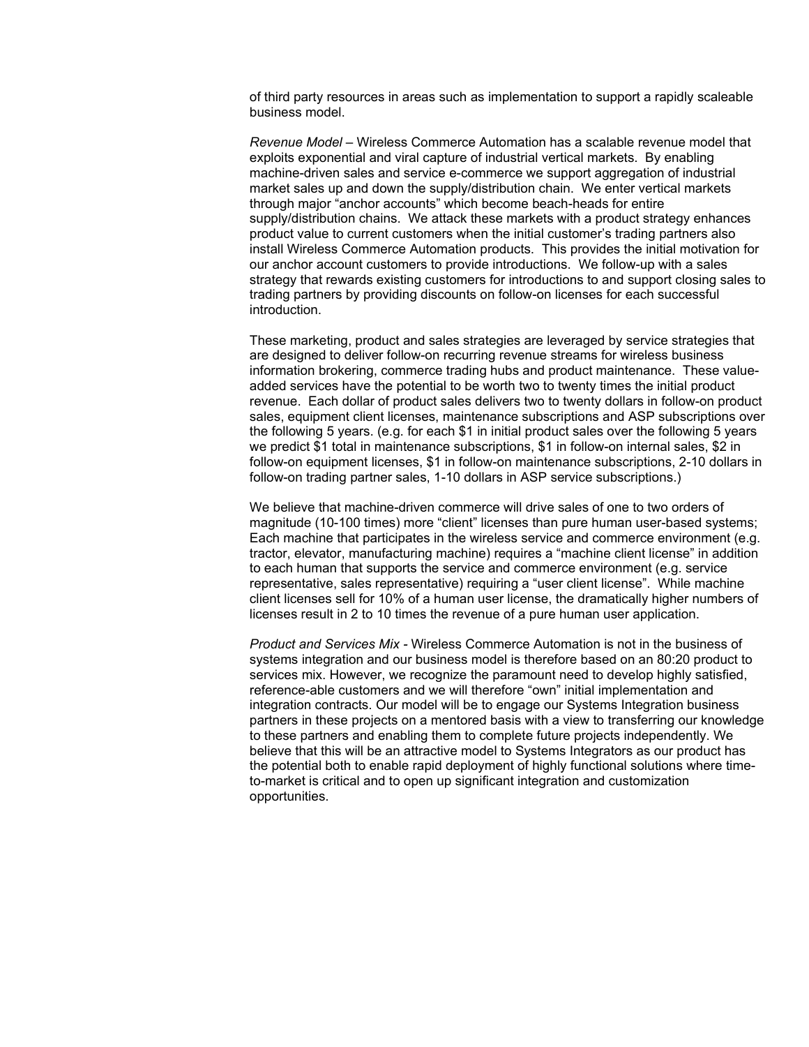of third party resources in areas such as implementation to support a rapidly scaleable business model.

*Revenue Model* – Wireless Commerce Automation has a scalable revenue model that exploits exponential and viral capture of industrial vertical markets. By enabling machine-driven sales and service e-commerce we support aggregation of industrial market sales up and down the supply/distribution chain. We enter vertical markets through major "anchor accounts" which become beach-heads for entire supply/distribution chains. We attack these markets with a product strategy enhances product value to current customers when the initial customer's trading partners also install Wireless Commerce Automation products. This provides the initial motivation for our anchor account customers to provide introductions. We follow-up with a sales strategy that rewards existing customers for introductions to and support closing sales to trading partners by providing discounts on follow-on licenses for each successful introduction.

These marketing, product and sales strategies are leveraged by service strategies that are designed to deliver follow-on recurring revenue streams for wireless business information brokering, commerce trading hubs and product maintenance. These value-added services have the potential to be worth two to twenty times the initial product revenue. Each dollar of product sales delivers two to twenty dollars in follow-on product sales, equipment client licenses, maintenance subscriptions and ASP subscriptions over the following 5 years. (e.g. for each $1 in initial product sales over the following 5 years we predict $1 total in maintenance subscriptions, $1 in follow-on internal sales, $2 in follow-on equipment licenses, $1 in follow-on maintenance subscriptions, 2-10 dollars in follow-on trading partner sales, 1-10 dollars in ASP service subscriptions.)

We believe that machine-driven commerce will drive sales of one to two orders of magnitude (10-100 times) more "client" licenses than pure human user-based systems; Each machine that participates in the wireless service and commerce environment (e.g. tractor, elevator, manufacturing machine) requires a "machine client license" in addition to each human that supports the service and commerce environment (e.g. service representative, sales representative) requiring a "user client license". While machine client licenses sell for 10% of a human user license, the dramatically higher numbers of licenses result in 2 to 10 times the revenue of a pure human user application.

*Product and Services Mix* - Wireless Commerce Automation is not in the business of systems integration and our business model is therefore based on an 80:20 product to services mix. However, we recognize the paramount need to develop highly satisfied, reference-able customers and we will therefore "own" initial implementation and integration contracts. Our model will be to engage our Systems Integration business partners in these projects on a mentored basis with a view to transferring our knowledge to these partners and enabling them to complete future projects independently. We believe that this will be an attractive model to Systems Integrators as our product has the potential both to enable rapid deployment of highly functional solutions where time-to-market is critical and to open up significant integration and customization opportunities.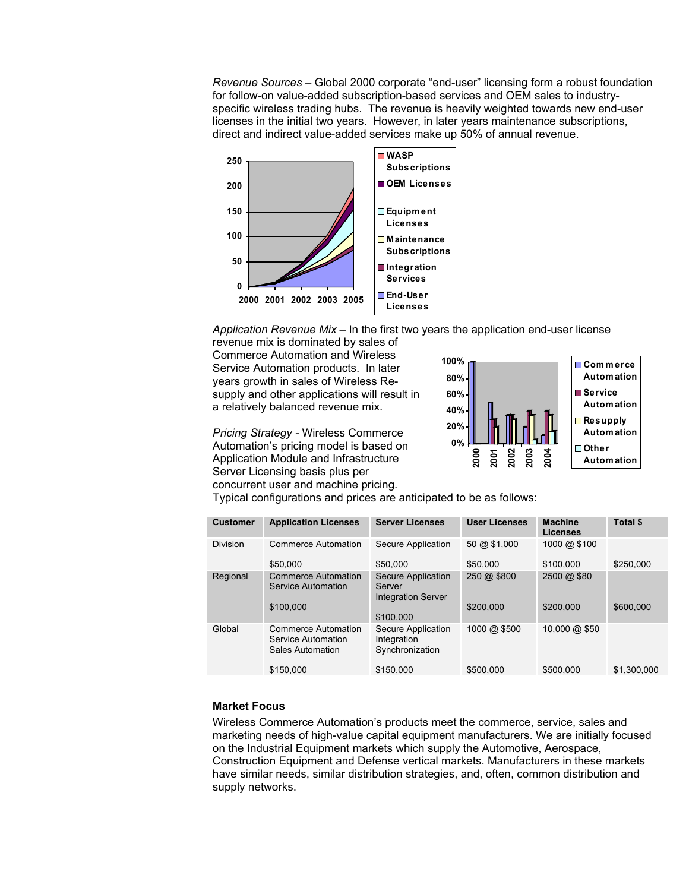*Revenue Sources* – Global 2000 corporate "end-user" licensing form a robust foundation for follow-on value-added subscription-based services and OEM sales to industry-specific wireless trading hubs. The revenue is heavily weighted towards new end-user licenses in the initial two years. However, in later years maintenance subscriptions, direct and indirect value-added services make up 50% of annual revenue.

*Application Revenue Mix* – In the first two years the application end-user license revenue mix is dominated by sales of Commerce Automation and Wireless Service Automation products. In later years growth in sales of Wireless Re-supply and other applications will result in a relatively balanced revenue mix.

*Pricing Strategy* - Wireless Commerce Automation's pricing model is based on Application Module and Infrastructure Server Licensing basis plus per concurrent user and machine pricing. Typical configurations and prices are anticipated to be as follows:

| Customer | Application Licenses | Server Licenses | User Licenses | Machine Licenses | Total $ |
|---|---|---|---|---|---|
| Division | Commerce Automation<br>$50,000 | Secure Application<br>$50,000 | 50 @ $1,000<br>$50,000 | 1000 @ $100<br>$100,000 | $250,000 |
| Regional | Commerce Automation<br>Service Automation<br>$100,000 | Secure Application Server<br>Integration Server<br>$100,000 | 250 @ $800<br>$200,000 | 2500 @ $80<br>$200,000 | $600,000 |
| Global | Commerce Automation<br>Service Automation<br>Sales Automation<br>$150,000 | Secure Application<br>Integration<br>Synchronization<br>$150,000 | 1000 @ $500<br>$500,000 | 10,000 @ $50<br>$500,000 | $1,300,000 |

**Market Focus**

Wireless Commerce Automation's products meet the commerce, service, sales and marketing needs of high-value capital equipment manufacturers. We are initially focused on the Industrial Equipment markets which supply the Automotive, Aerospace, Construction Equipment and Defense vertical markets. Manufacturers in these markets have similar needs, similar distribution strategies, and, often, common distribution and supply networks.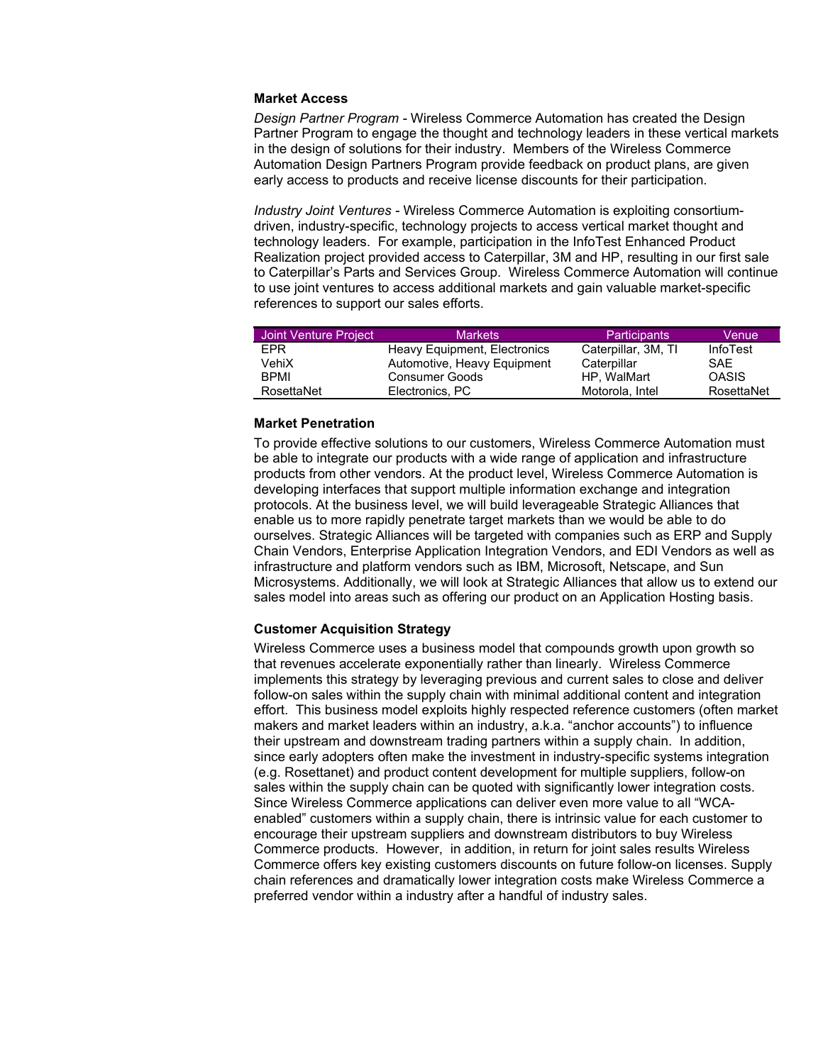**Market Access**

*Design Partner Program* - Wireless Commerce Automation has created the Design Partner Program to engage the thought and technology leaders in these vertical markets in the design of solutions for their industry. Members of the Wireless Commerce Automation Design Partners Program provide feedback on product plans, are given early access to products and receive license discounts for their participation.

*Industry Joint Ventures* - Wireless Commerce Automation is exploiting consortium-driven, industry-specific, technology projects to access vertical market thought and technology leaders. For example, participation in the InfoTest Enhanced Product Realization project provided access to Caterpillar, 3M and HP, resulting in our first sale to Caterpillar's Parts and Services Group. Wireless Commerce Automation will continue to use joint ventures to access additional markets and gain valuable market-specific references to support our sales efforts.

| Joint Venture Project | Markets | Participants | Venue |
|---|---|---|---|
| EPR | Heavy Equipment, Electronics | Caterpillar, 3M, TI | InfoTest |
| VehiX | Automotive, Heavy Equipment | Caterpillar | SAE |
| BPMI | Consumer Goods | HP, WalMart | OASIS |
| RosettaNet | Electronics, PC | Motorola, Intel | RosettaNet |

**Market Penetration**

To provide effective solutions to our customers, Wireless Commerce Automation must be able to integrate our products with a wide range of application and infrastructure products from other vendors. At the product level, Wireless Commerce Automation is developing interfaces that support multiple information exchange and integration protocols. At the business level, we will build leverageable Strategic Alliances that enable us to more rapidly penetrate target markets than we would be able to do ourselves. Strategic Alliances will be targeted with companies such as ERP and Supply Chain Vendors, Enterprise Application Integration Vendors, and EDI Vendors as well as infrastructure and platform vendors such as IBM, Microsoft, Netscape, and Sun Microsystems. Additionally, we will look at Strategic Alliances that allow us to extend our sales model into areas such as offering our product on an Application Hosting basis.

**Customer Acquisition Strategy**

Wireless Commerce uses a business model that compounds growth upon growth so that revenues accelerate exponentially rather than linearly. Wireless Commerce implements this strategy by leveraging previous and current sales to close and deliver follow-on sales within the supply chain with minimal additional content and integration effort. This business model exploits highly respected reference customers (often market makers and market leaders within an industry, a.k.a. "anchor accounts") to influence their upstream and downstream trading partners within a supply chain. In addition, since early adopters often make the investment in industry-specific systems integration (e.g. Rosettanet) and product content development for multiple suppliers, follow-on sales within the supply chain can be quoted with significantly lower integration costs. Since Wireless Commerce applications can deliver even more value to all "WCA-enabled" customers within a supply chain, there is intrinsic value for each customer to encourage their upstream suppliers and downstream distributors to buy Wireless Commerce products. However, in addition, in return for joint sales results Wireless Commerce offers key existing customers discounts on future follow-on licenses. Supply chain references and dramatically lower integration costs make Wireless Commerce a preferred vendor within a industry after a handful of industry sales.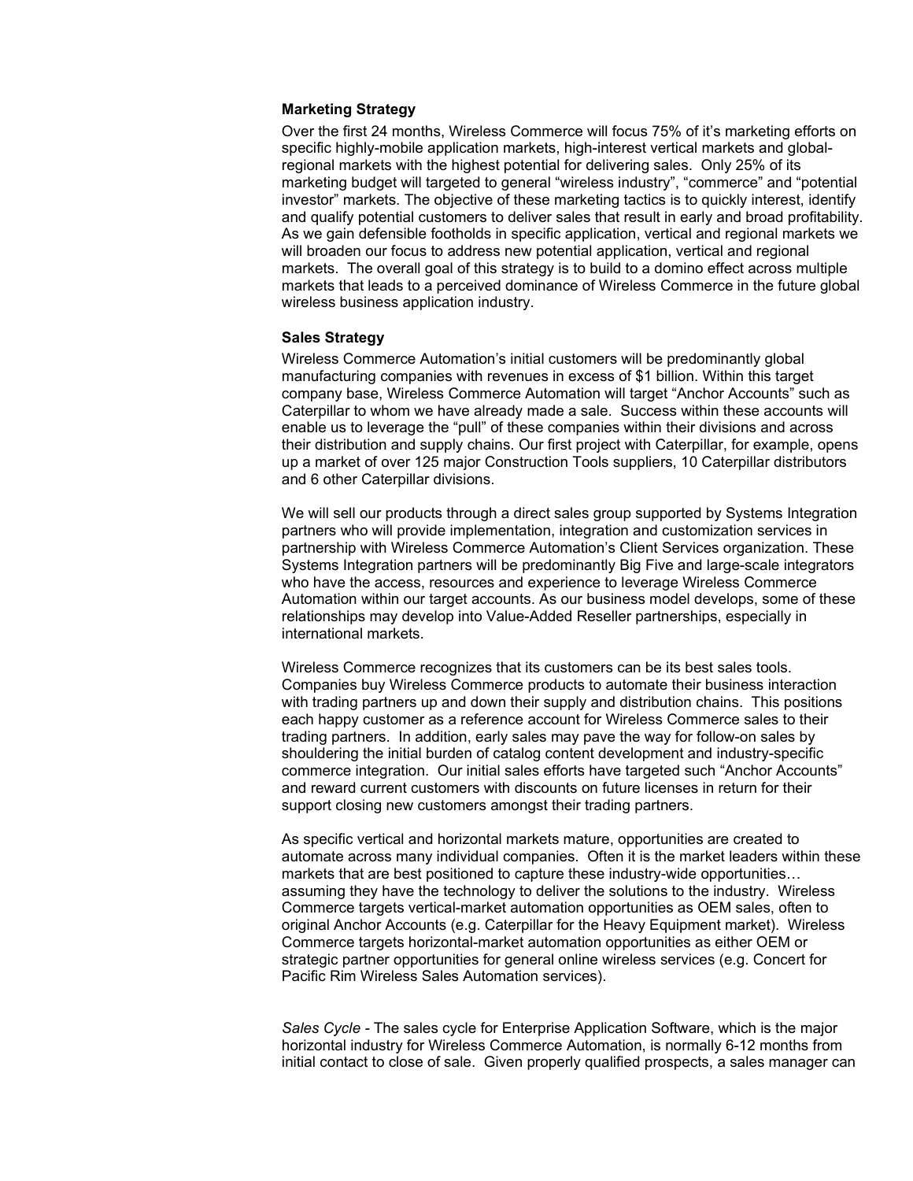**Marketing Strategy**

Over the first 24 months, Wireless Commerce will focus 75% of it's marketing efforts on specific highly-mobile application markets, high-interest vertical markets and global-regional markets with the highest potential for delivering sales. Only 25% of its marketing budget will targeted to general "wireless industry", "commerce" and "potential investor" markets. The objective of these marketing tactics is to quickly interest, identify and qualify potential customers to deliver sales that result in early and broad profitability. As we gain defensible footholds in specific application, vertical and regional markets we will broaden our focus to address new potential application, vertical and regional markets. The overall goal of this strategy is to build to a domino effect across multiple markets that leads to a perceived dominance of Wireless Commerce in the future global wireless business application industry.

**Sales Strategy**

Wireless Commerce Automation's initial customers will be predominantly global manufacturing companies with revenues in excess of $1 billion. Within this target company base, Wireless Commerce Automation will target "Anchor Accounts" such as Caterpillar to whom we have already made a sale. Success within these accounts will enable us to leverage the "pull" of these companies within their divisions and across their distribution and supply chains. Our first project with Caterpillar, for example, opens up a market of over 125 major Construction Tools suppliers, 10 Caterpillar distributors and 6 other Caterpillar divisions.

We will sell our products through a direct sales group supported by Systems Integration partners who will provide implementation, integration and customization services in partnership with Wireless Commerce Automation's Client Services organization. These Systems Integration partners will be predominantly Big Five and large-scale integrators who have the access, resources and experience to leverage Wireless Commerce Automation within our target accounts. As our business model develops, some of these relationships may develop into Value-Added Reseller partnerships, especially in international markets.

Wireless Commerce recognizes that its customers can be its best sales tools. Companies buy Wireless Commerce products to automate their business interaction with trading partners up and down their supply and distribution chains. This positions each happy customer as a reference account for Wireless Commerce sales to their trading partners. In addition, early sales may pave the way for follow-on sales by shouldering the initial burden of catalog content development and industry-specific commerce integration. Our initial sales efforts have targeted such "Anchor Accounts" and reward current customers with discounts on future licenses in return for their support closing new customers amongst their trading partners.

As specific vertical and horizontal markets mature, opportunities are created to automate across many individual companies. Often it is the market leaders within these markets that are best positioned to capture these industry-wide opportunities… assuming they have the technology to deliver the solutions to the industry. Wireless Commerce targets vertical-market automation opportunities as OEM sales, often to original Anchor Accounts (e.g. Caterpillar for the Heavy Equipment market). Wireless Commerce targets horizontal-market automation opportunities as either OEM or strategic partner opportunities for general online wireless services (e.g. Concert for Pacific Rim Wireless Sales Automation services).

*Sales Cycle* - The sales cycle for Enterprise Application Software, which is the major horizontal industry for Wireless Commerce Automation, is normally 6-12 months from initial contact to close of sale. Given properly qualified prospects, a sales manager can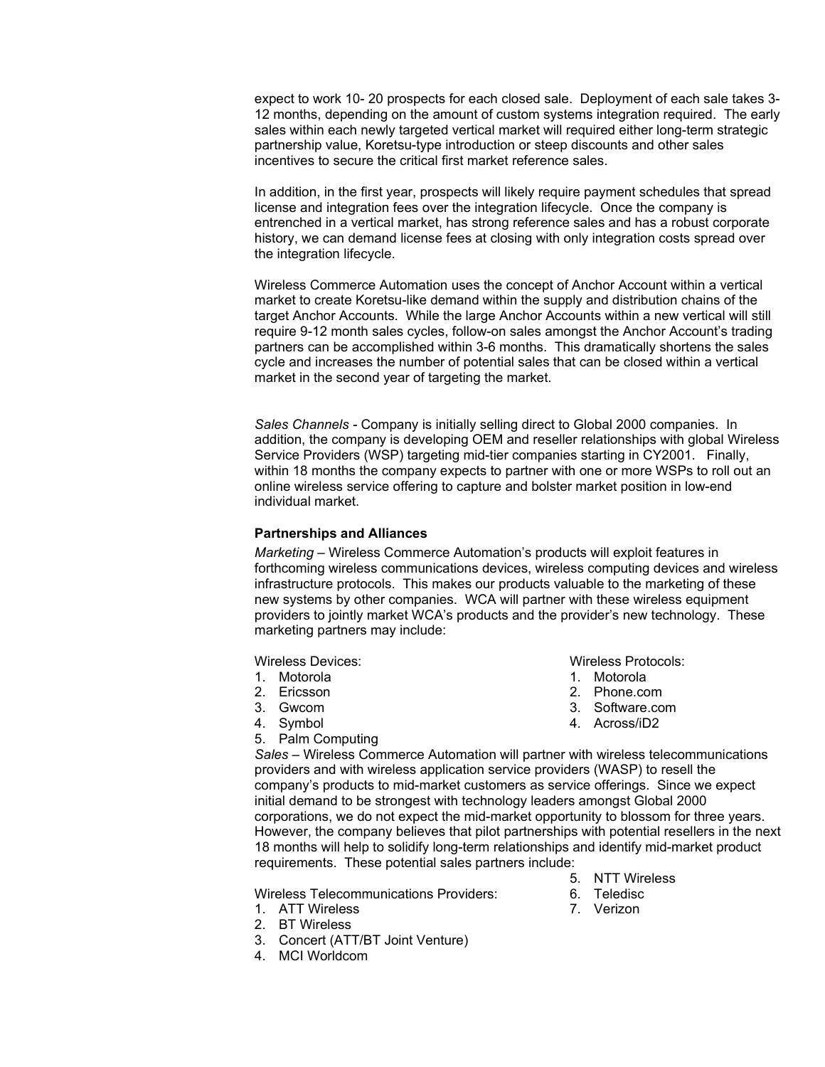expect to work 10- 20 prospects for each closed sale. Deployment of each sale takes 3-12 months, depending on the amount of custom systems integration required. The early sales within each newly targeted vertical market will required either long-term strategic partnership value, Koretsu-type introduction or steep discounts and other sales incentives to secure the critical first market reference sales.

In addition, in the first year, prospects will likely require payment schedules that spread license and integration fees over the integration lifecycle. Once the company is entrenched in a vertical market, has strong reference sales and has a robust corporate history, we can demand license fees at closing with only integration costs spread over the integration lifecycle.

Wireless Commerce Automation uses the concept of Anchor Account within a vertical market to create Koretsu-like demand within the supply and distribution chains of the target Anchor Accounts. While the large Anchor Accounts within a new vertical will still require 9-12 month sales cycles, follow-on sales amongst the Anchor Account's trading partners can be accomplished within 3-6 months. This dramatically shortens the sales cycle and increases the number of potential sales that can be closed within a vertical market in the second year of targeting the market.

*Sales Channels* - Company is initially selling direct to Global 2000 companies. In addition, the company is developing OEM and reseller relationships with global Wireless Service Providers (WSP) targeting mid-tier companies starting in CY2001. Finally, within 18 months the company expects to partner with one or more WSPs to roll out an online wireless service offering to capture and bolster market position in low-end individual market.

**Partnerships and Alliances**

*Marketing* – Wireless Commerce Automation's products will exploit features in forthcoming wireless communications devices, wireless computing devices and wireless infrastructure protocols. This makes our products valuable to the marketing of these new systems by other companies. WCA will partner with these wireless equipment providers to jointly market WCA's products and the provider's new technology. These marketing partners may include:

Wireless Devices:

1. Motorola
2. Ericsson
3. Gwcom
4. Symbol
5. Palm Computing

Wireless Protocols:

1. Motorola
2. Phone.com
3. Software.com
4. Across/iD2

*Sales* – Wireless Commerce Automation will partner with wireless telecommunications providers and with wireless application service providers (WASP) to resell the company's products to mid-market customers as service offerings. Since we expect initial demand to be strongest with technology leaders amongst Global 2000 corporations, we do not expect the mid-market opportunity to blossom for three years. However, the company believes that pilot partnerships with potential resellers in the next 18 months will help to solidify long-term relationships and identify mid-market product requirements. These potential sales partners include:

Wireless Telecommunications Providers:

1. ATT Wireless
2. BT Wireless
3. Concert (ATT/BT Joint Venture)
4. MCI Worldcom
5. NTT Wireless
6. Teledisc
7. Verizon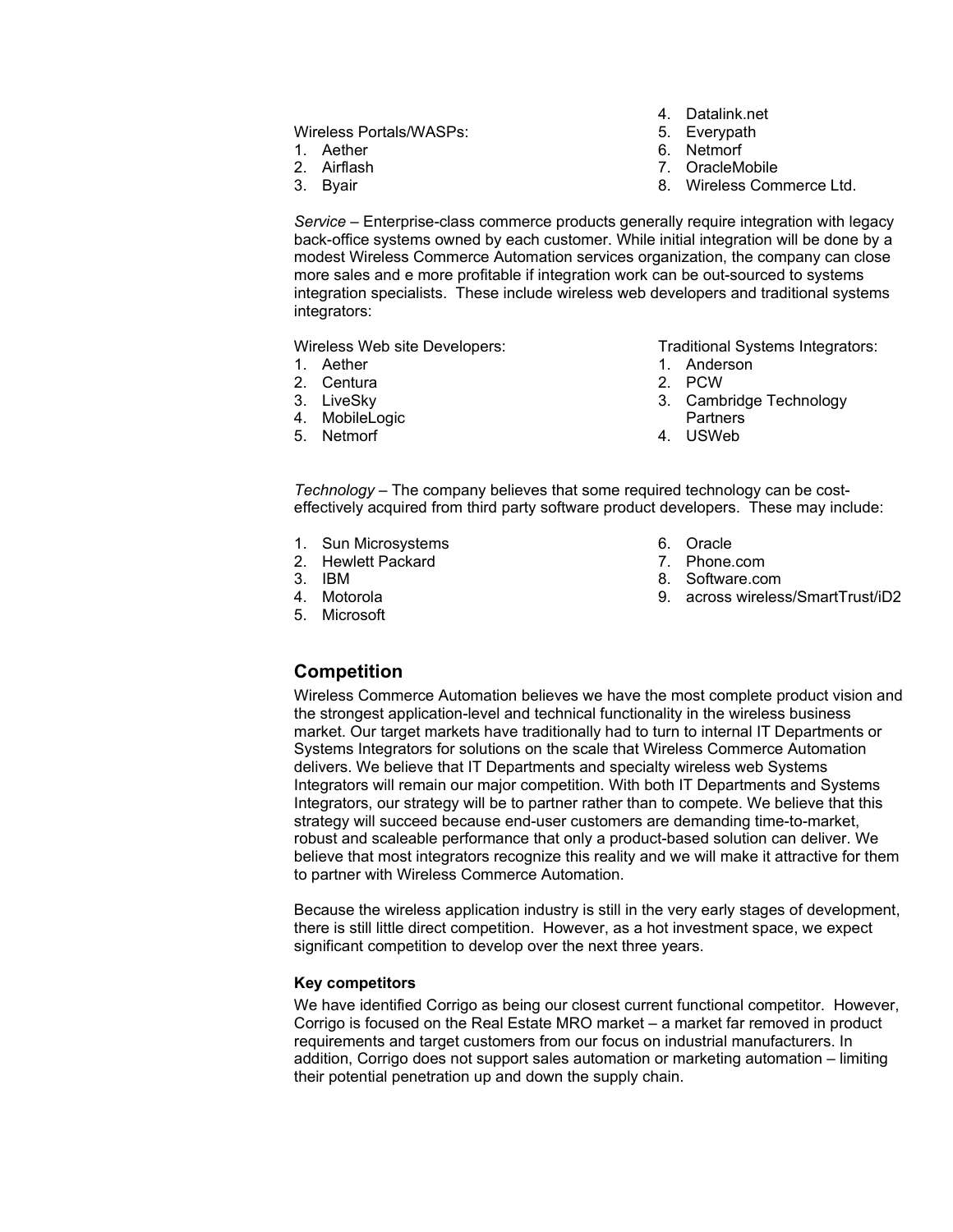Wireless Portals/WASPs:

1. Aether
2. Airflash
3. Byair
4. Datalink.net
5. Everypath
6. Netmorf
7. OracleMobile
8. Wireless Commerce Ltd.

*Service* – Enterprise-class commerce products generally require integration with legacy back-office systems owned by each customer. While initial integration will be done by a modest Wireless Commerce Automation services organization, the company can close more sales and e more profitable if integration work can be out-sourced to systems integration specialists. These include wireless web developers and traditional systems integrators:

Wireless Web site Developers:

1. Aether
2. Centura
3. LiveSky
4. MobileLogic
5. Netmorf

Traditional Systems Integrators:

1. Anderson
2. PCW
3. Cambridge Technology Partners
4. USWeb

*Technology* – The company believes that some required technology can be cost-effectively acquired from third party software product developers. These may include:

1. Sun Microsystems
2. Hewlett Packard
3. IBM
4. Motorola
5. Microsoft
6. Oracle
7. Phone.com
8. Software.com
9. across wireless/SmartTrust/iD2

## Competition

Wireless Commerce Automation believes we have the most complete product vision and the strongest application-level and technical functionality in the wireless business market. Our target markets have traditionally had to turn to internal IT Departments or Systems Integrators for solutions on the scale that Wireless Commerce Automation delivers. We believe that IT Departments and specialty wireless web Systems Integrators will remain our major competition. With both IT Departments and Systems Integrators, our strategy will be to partner rather than to compete. We believe that this strategy will succeed because end-user customers are demanding time-to-market, robust and scaleable performance that only a product-based solution can deliver. We believe that most integrators recognize this reality and we will make it attractive for them to partner with Wireless Commerce Automation.

Because the wireless application industry is still in the very early stages of development, there is still little direct competition. However, as a hot investment space, we expect significant competition to develop over the next three years.

**Key competitors**

We have identified Corrigo as being our closest current functional competitor. However, Corrigo is focused on the Real Estate MRO market – a market far removed in product requirements and target customers from our focus on industrial manufacturers. In addition, Corrigo does not support sales automation or marketing automation – limiting their potential penetration up and down the supply chain.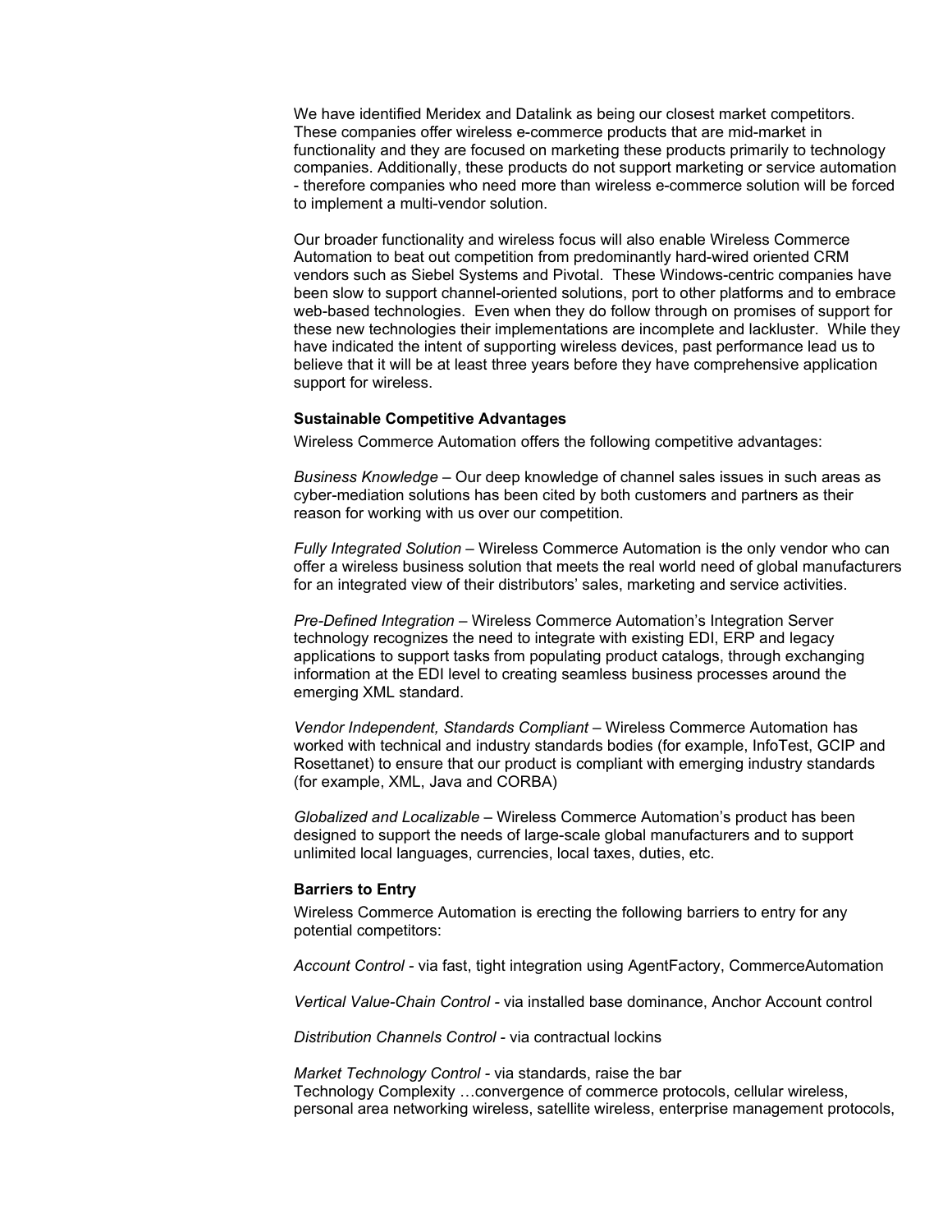We have identified Meridex and Datalink as being our closest market competitors. These companies offer wireless e-commerce products that are mid-market in functionality and they are focused on marketing these products primarily to technology companies. Additionally, these products do not support marketing or service automation - therefore companies who need more than wireless e-commerce solution will be forced to implement a multi-vendor solution.

Our broader functionality and wireless focus will also enable Wireless Commerce Automation to beat out competition from predominantly hard-wired oriented CRM vendors such as Siebel Systems and Pivotal. These Windows-centric companies have been slow to support channel-oriented solutions, port to other platforms and to embrace web-based technologies. Even when they do follow through on promises of support for these new technologies their implementations are incomplete and lackluster. While they have indicated the intent of supporting wireless devices, past performance lead us to believe that it will be at least three years before they have comprehensive application support for wireless.

**Sustainable Competitive Advantages**

Wireless Commerce Automation offers the following competitive advantages:

*Business Knowledge* – Our deep knowledge of channel sales issues in such areas as cyber-mediation solutions has been cited by both customers and partners as their reason for working with us over our competition.

*Fully Integrated Solution* – Wireless Commerce Automation is the only vendor who can offer a wireless business solution that meets the real world need of global manufacturers for an integrated view of their distributors' sales, marketing and service activities.

*Pre-Defined Integration* – Wireless Commerce Automation's Integration Server technology recognizes the need to integrate with existing EDI, ERP and legacy applications to support tasks from populating product catalogs, through exchanging information at the EDI level to creating seamless business processes around the emerging XML standard.

*Vendor Independent, Standards Compliant* – Wireless Commerce Automation has worked with technical and industry standards bodies (for example, InfoTest, GCIP and Rosettanet) to ensure that our product is compliant with emerging industry standards (for example, XML, Java and CORBA)

*Globalized and Localizable* – Wireless Commerce Automation's product has been designed to support the needs of large-scale global manufacturers and to support unlimited local languages, currencies, local taxes, duties, etc.

**Barriers to Entry**

Wireless Commerce Automation is erecting the following barriers to entry for any potential competitors:

*Account Control* - via fast, tight integration using AgentFactory, CommerceAutomation

*Vertical Value-Chain Control* - via installed base dominance, Anchor Account control

*Distribution Channels Control* - via contractual lockins

*Market Technology Control* - via standards, raise the bar
Technology Complexity …convergence of commerce protocols, cellular wireless, personal area networking wireless, satellite wireless, enterprise management protocols,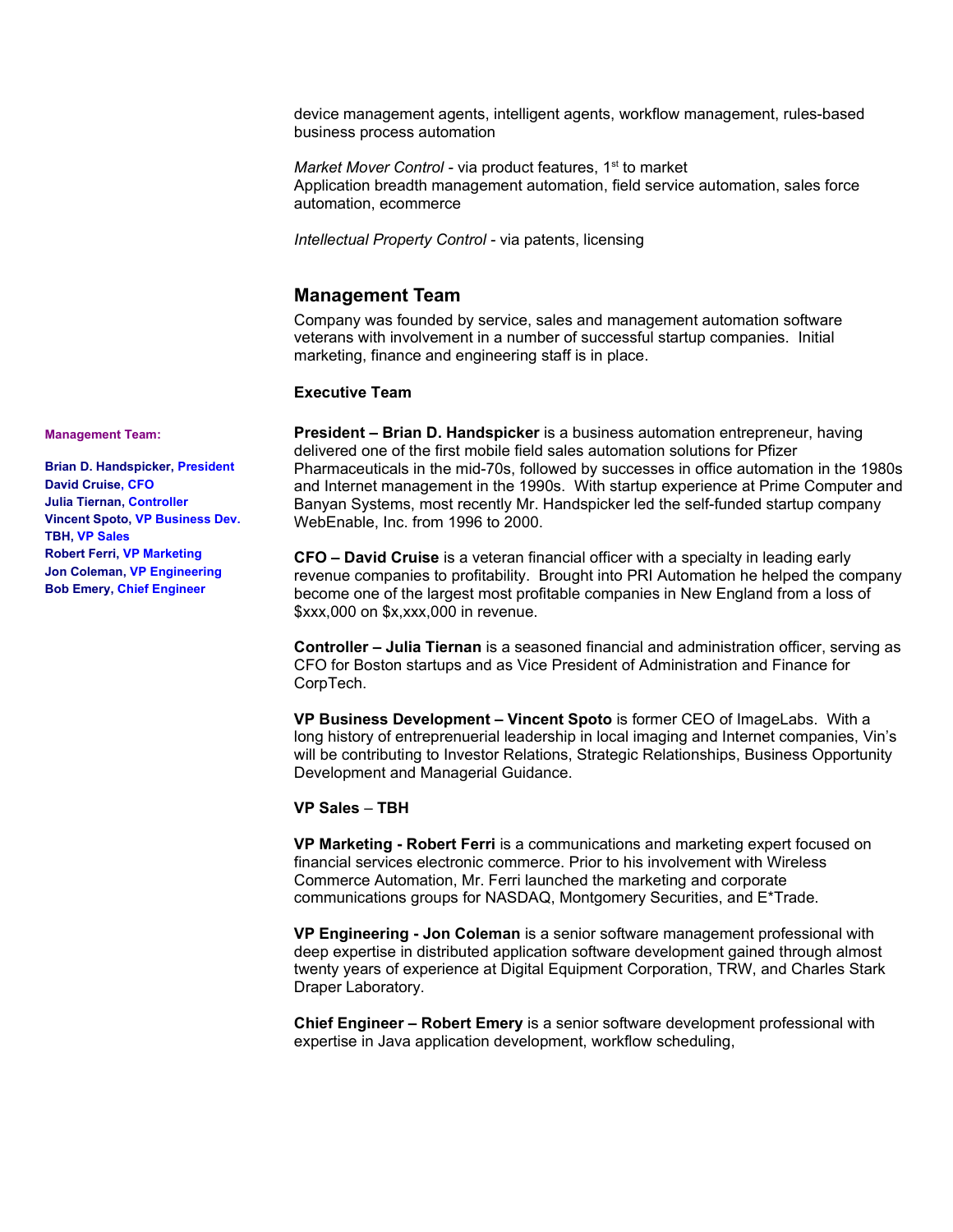device management agents, intelligent agents, workflow management, rules-based business process automation

*Market Mover Control* - via product features, 1st to market
Application breadth management automation, field service automation, sales force automation, ecommerce

*Intellectual Property Control* - via patents, licensing

## Management Team

Company was founded by service, sales and management automation software veterans with involvement in a number of successful startup companies. Initial marketing, finance and engineering staff is in place.

**Executive Team**

**Management Team:**

**Brian D. Handspicker, President**
**David Cruise, CFO**
**Julia Tiernan, Controller**
**Vincent Spoto, VP Business Dev.**
**TBH, VP Sales**
**Robert Ferri, VP Marketing**
**Jon Coleman, VP Engineering**
**Bob Emery, Chief Engineer**

**President – Brian D. Handspicker** is a business automation entrepreneur, having delivered one of the first mobile field sales automation solutions for Pfizer Pharmaceuticals in the mid-70s, followed by successes in office automation in the 1980s and Internet management in the 1990s. With startup experience at Prime Computer and Banyan Systems, most recently Mr. Handspicker led the self-funded startup company WebEnable, Inc. from 1996 to 2000.

**CFO – David Cruise** is a veteran financial officer with a specialty in leading early revenue companies to profitability. Brought into PRI Automation he helped the company become one of the largest most profitable companies in New England from a loss of $xxx,000 on $x,xxx,000 in revenue.

**Controller – Julia Tiernan** is a seasoned financial and administration officer, serving as CFO for Boston startups and as Vice President of Administration and Finance for CorpTech.

**VP Business Development – Vincent Spoto** is former CEO of ImageLabs. With a long history of entrepreneurial leadership in local imaging and Internet companies, Vin's will be contributing to Investor Relations, Strategic Relationships, Business Opportunity Development and Managerial Guidance.

**VP Sales – TBH**

**VP Marketing - Robert Ferri** is a communications and marketing expert focused on financial services electronic commerce. Prior to his involvement with Wireless Commerce Automation, Mr. Ferri launched the marketing and corporate communications groups for NASDAQ, Montgomery Securities, and E*Trade.

**VP Engineering - Jon Coleman** is a senior software management professional with deep expertise in distributed application software development gained through almost twenty years of experience at Digital Equipment Corporation, TRW, and Charles Stark Draper Laboratory.

**Chief Engineer – Robert Emery** is a senior software development professional with expertise in Java application development, workflow scheduling,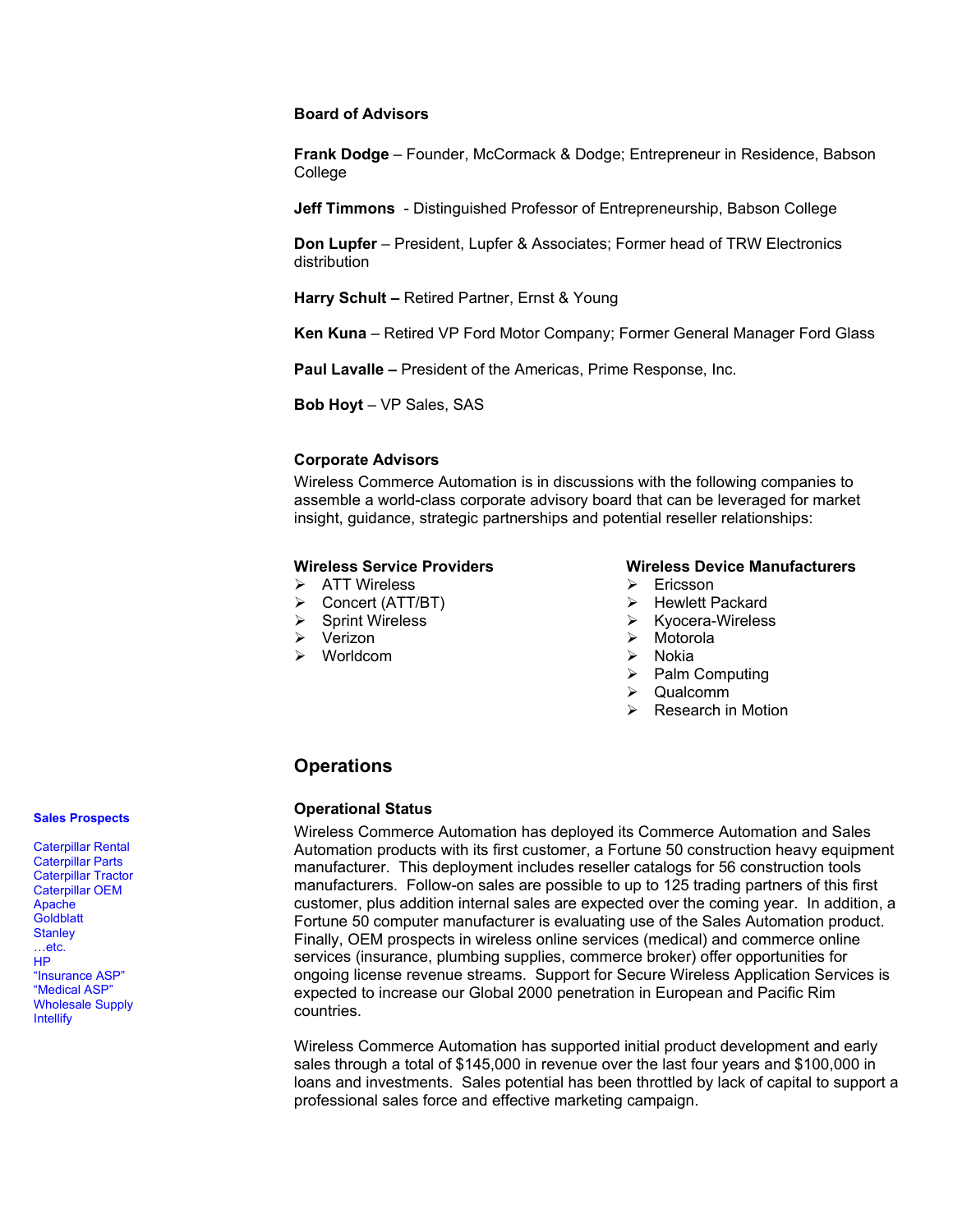### Board of Advisors

**Frank Dodge** – Founder, McCormack & Dodge; Entrepreneur in Residence, Babson College

**Jeff Timmons** - Distinguished Professor of Entrepreneurship, Babson College

**Don Lupfer** – President, Lupfer & Associates; Former head of TRW Electronics distribution

**Harry Schult –** Retired Partner, Ernst & Young

**Ken Kuna** – Retired VP Ford Motor Company; Former General Manager Ford Glass

**Paul Lavalle –** President of the Americas, Prime Response, Inc.

**Bob Hoyt** – VP Sales, SAS

### Corporate Advisors

Wireless Commerce Automation is in discussions with the following companies to assemble a world-class corporate advisory board that can be leveraged for market insight, guidance, strategic partnerships and potential reseller relationships:

**Wireless Service Providers**

- ATT Wireless
- Concert (ATT/BT)
- Sprint Wireless
- Verizon
- Worldcom

**Wireless Device Manufacturers**

- Ericsson
- Hewlett Packard
- Kyocera-Wireless
- Motorola
- Nokia
- Palm Computing
- Qualcomm
- Research in Motion

## Operations

### Operational Status

Wireless Commerce Automation has deployed its Commerce Automation and Sales Automation products with its first customer, a Fortune 50 construction heavy equipment manufacturer. This deployment includes reseller catalogs for 56 construction tools manufacturers. Follow-on sales are possible to up to 125 trading partners of this first customer, plus addition internal sales are expected over the coming year. In addition, a Fortune 50 computer manufacturer is evaluating use of the Sales Automation product. Finally, OEM prospects in wireless online services (medical) and commerce online services (insurance, plumbing supplies, commerce broker) offer opportunities for ongoing license revenue streams. Support for Secure Wireless Application Services is expected to increase our Global 2000 penetration in European and Pacific Rim countries.

Wireless Commerce Automation has supported initial product development and early sales through a total of $145,000 in revenue over the last four years and $100,000 in loans and investments. Sales potential has been throttled by lack of capital to support a professional sales force and effective marketing campaign.

**Sales Prospects**

Caterpillar Rental
Caterpillar Parts
Caterpillar Tractor
Caterpillar OEM
Apache
Goldblatt
Stanley
…etc.
HP
"Insurance ASP"
"Medical ASP"
Wholesale Supply
Intellify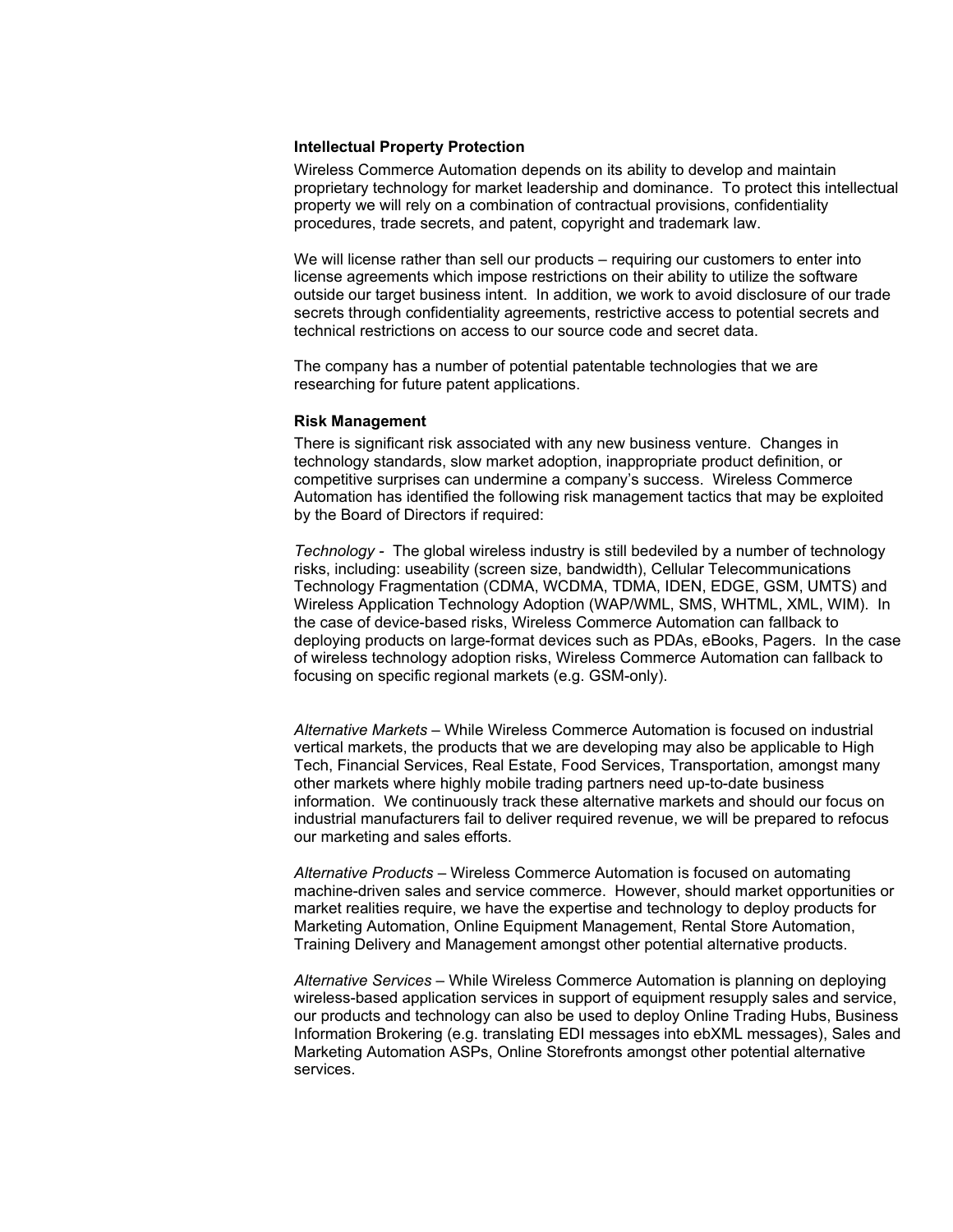### Intellectual Property Protection

Wireless Commerce Automation depends on its ability to develop and maintain proprietary technology for market leadership and dominance. To protect this intellectual property we will rely on a combination of contractual provisions, confidentiality procedures, trade secrets, and patent, copyright and trademark law.

We will license rather than sell our products – requiring our customers to enter into license agreements which impose restrictions on their ability to utilize the software outside our target business intent. In addition, we work to avoid disclosure of our trade secrets through confidentiality agreements, restrictive access to potential secrets and technical restrictions on access to our source code and secret data.

The company has a number of potential patentable technologies that we are researching for future patent applications.

### Risk Management

There is significant risk associated with any new business venture. Changes in technology standards, slow market adoption, inappropriate product definition, or competitive surprises can undermine a company's success. Wireless Commerce Automation has identified the following risk management tactics that may be exploited by the Board of Directors if required:

*Technology* - The global wireless industry is still bedeviled by a number of technology risks, including: useability (screen size, bandwidth), Cellular Telecommunications Technology Fragmentation (CDMA, WCDMA, TDMA, IDEN, EDGE, GSM, UMTS) and Wireless Application Technology Adoption (WAP/WML, SMS, WHTML, XML, WIM). In the case of device-based risks, Wireless Commerce Automation can fallback to deploying products on large-format devices such as PDAs, eBooks, Pagers. In the case of wireless technology adoption risks, Wireless Commerce Automation can fallback to focusing on specific regional markets (e.g. GSM-only).

*Alternative Markets* – While Wireless Commerce Automation is focused on industrial vertical markets, the products that we are developing may also be applicable to High Tech, Financial Services, Real Estate, Food Services, Transportation, amongst many other markets where highly mobile trading partners need up-to-date business information. We continuously track these alternative markets and should our focus on industrial manufacturers fail to deliver required revenue, we will be prepared to refocus our marketing and sales efforts.

*Alternative Products* – Wireless Commerce Automation is focused on automating machine-driven sales and service commerce. However, should market opportunities or market realities require, we have the expertise and technology to deploy products for Marketing Automation, Online Equipment Management, Rental Store Automation, Training Delivery and Management amongst other potential alternative products.

*Alternative Services* – While Wireless Commerce Automation is planning on deploying wireless-based application services in support of equipment resupply sales and service, our products and technology can also be used to deploy Online Trading Hubs, Business Information Brokering (e.g. translating EDI messages into ebXML messages), Sales and Marketing Automation ASPs, Online Storefronts amongst other potential alternative services.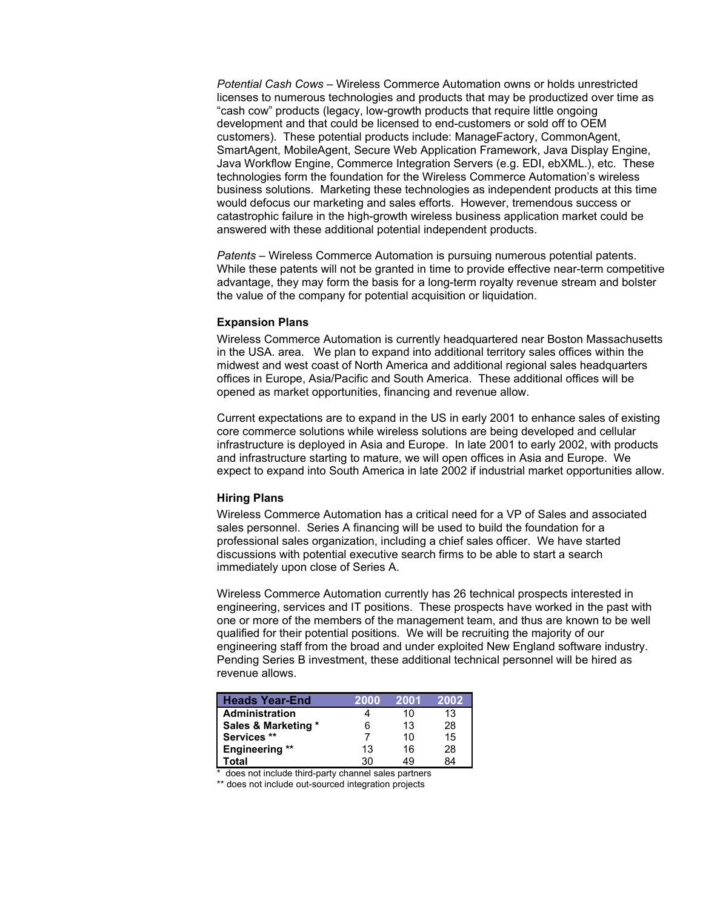*Potential Cash Cows* – Wireless Commerce Automation owns or holds unrestricted licenses to numerous technologies and products that may be productized over time as "cash cow" products (legacy, low-growth products that require little ongoing development and that could be licensed to end-customers or sold off to OEM customers). These potential products include: ManageFactory, CommonAgent, SmartAgent, MobileAgent, Secure Web Application Framework, Java Display Engine, Java Workflow Engine, Commerce Integration Servers (e.g. EDI, ebXML.), etc. These technologies form the foundation for the Wireless Commerce Automation's wireless business solutions. Marketing these technologies as independent products at this time would defocus our marketing and sales efforts. However, tremendous success or catastrophic failure in the high-growth wireless business application market could be answered with these additional potential independent products.

*Patents* – Wireless Commerce Automation is pursuing numerous potential patents. While these patents will not be granted in time to provide effective near-term competitive advantage, they may form the basis for a long-term royalty revenue stream and bolster the value of the company for potential acquisition or liquidation.

### Expansion Plans

Wireless Commerce Automation is currently headquartered near Boston Massachusetts in the USA. area. We plan to expand into additional territory sales offices within the midwest and west coast of North America and additional regional sales headquarters offices in Europe, Asia/Pacific and South America. These additional offices will be opened as market opportunities, financing and revenue allow.

Current expectations are to expand in the US in early 2001 to enhance sales of existing core commerce solutions while wireless solutions are being developed and cellular infrastructure is deployed in Asia and Europe. In late 2001 to early 2002, with products and infrastructure starting to mature, we will open offices in Asia and Europe. We expect to expand into South America in late 2002 if industrial market opportunities allow.

### Hiring Plans

Wireless Commerce Automation has a critical need for a VP of Sales and associated sales personnel. Series A financing will be used to build the foundation for a professional sales organization, including a chief sales officer. We have started discussions with potential executive search firms to be able to start a search immediately upon close of Series A.

Wireless Commerce Automation currently has 26 technical prospects interested in engineering, services and IT positions. These prospects have worked in the past with one or more of the members of the management team, and thus are known to be well qualified for their potential positions. We will be recruiting the majority of our engineering staff from the broad and under exploited New England software industry. Pending Series B investment, these additional technical personnel will be hired as revenue allows.

| Heads Year-End | 2000 | 2001 | 2002 |
|---|---|---|---|
| **Administration** | 4 | 10 | 13 |
| **Sales & Marketing *** | 6 | 13 | 28 |
| **Services **** | 7 | 10 | 15 |
| **Engineering **** | 13 | 16 | 28 |
| **Total** | 30 | 49 | 84 |

\* does not include third-party channel sales partners

** does not include out-sourced integration projects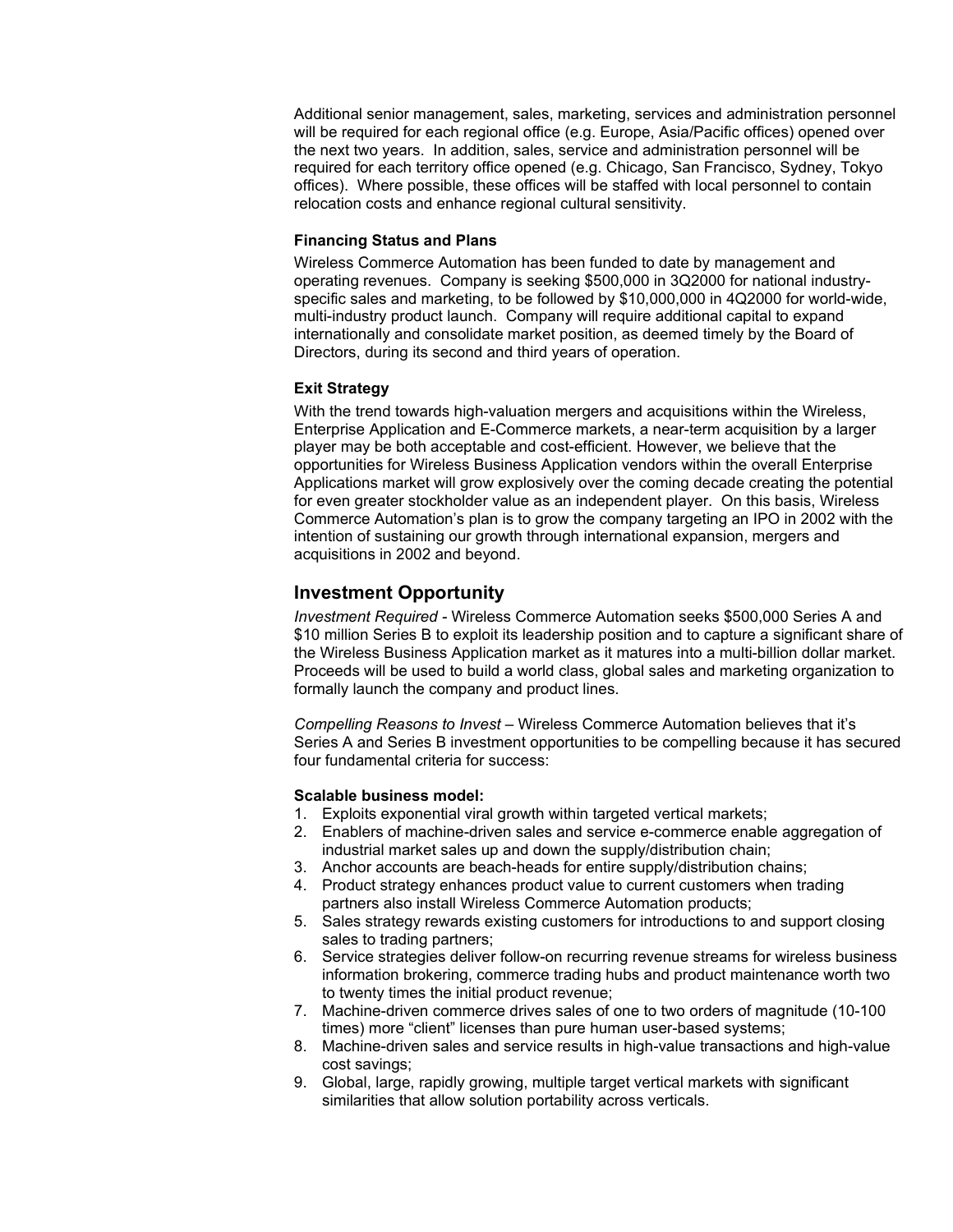Additional senior management, sales, marketing, services and administration personnel will be required for each regional office (e.g. Europe, Asia/Pacific offices) opened over the next two years. In addition, sales, service and administration personnel will be required for each territory office opened (e.g. Chicago, San Francisco, Sydney, Tokyo offices). Where possible, these offices will be staffed with local personnel to contain relocation costs and enhance regional cultural sensitivity.

### Financing Status and Plans

Wireless Commerce Automation has been funded to date by management and operating revenues. Company is seeking $500,000 in 3Q2000 for national industry-specific sales and marketing, to be followed by $10,000,000 in 4Q2000 for world-wide, multi-industry product launch. Company will require additional capital to expand internationally and consolidate market position, as deemed timely by the Board of Directors, during its second and third years of operation.

### Exit Strategy

With the trend towards high-valuation mergers and acquisitions within the Wireless, Enterprise Application and E-Commerce markets, a near-term acquisition by a larger player may be both acceptable and cost-efficient. However, we believe that the opportunities for Wireless Business Application vendors within the overall Enterprise Applications market will grow explosively over the coming decade creating the potential for even greater stockholder value as an independent player. On this basis, Wireless Commerce Automation's plan is to grow the company targeting an IPO in 2002 with the intention of sustaining our growth through international expansion, mergers and acquisitions in 2002 and beyond.

## Investment Opportunity

*Investment Required* - Wireless Commerce Automation seeks $500,000 Series A and $10 million Series B to exploit its leadership position and to capture a significant share of the Wireless Business Application market as it matures into a multi-billion dollar market. Proceeds will be used to build a world class, global sales and marketing organization to formally launch the company and product lines.

*Compelling Reasons to Invest* – Wireless Commerce Automation believes that it's Series A and Series B investment opportunities to be compelling because it has secured four fundamental criteria for success:

**Scalable business model:**

1. Exploits exponential viral growth within targeted vertical markets;
2. Enablers of machine-driven sales and service e-commerce enable aggregation of industrial market sales up and down the supply/distribution chain;
3. Anchor accounts are beach-heads for entire supply/distribution chains;
4. Product strategy enhances product value to current customers when trading partners also install Wireless Commerce Automation products;
5. Sales strategy rewards existing customers for introductions to and support closing sales to trading partners;
6. Service strategies deliver follow-on recurring revenue streams for wireless business information brokering, commerce trading hubs and product maintenance worth two to twenty times the initial product revenue;
7. Machine-driven commerce drives sales of one to two orders of magnitude (10-100 times) more "client" licenses than pure human user-based systems;
8. Machine-driven sales and service results in high-value transactions and high-value cost savings;
9. Global, large, rapidly growing, multiple target vertical markets with significant similarities that allow solution portability across verticals.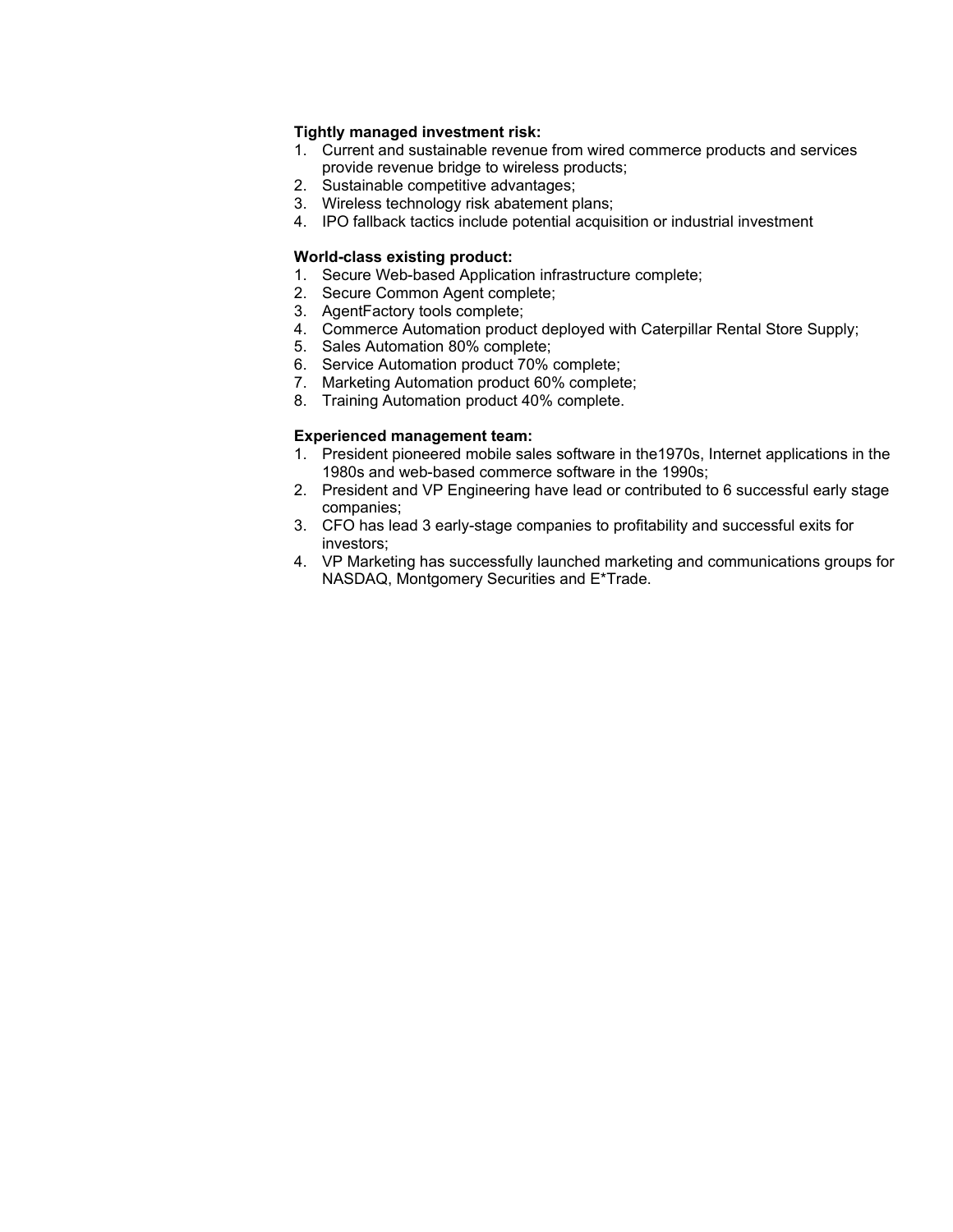**Tightly managed investment risk:**

1. Current and sustainable revenue from wired commerce products and services provide revenue bridge to wireless products;
2. Sustainable competitive advantages;
3. Wireless technology risk abatement plans;
4. IPO fallback tactics include potential acquisition or industrial investment

**World-class existing product:**

1. Secure Web-based Application infrastructure complete;
2. Secure Common Agent complete;
3. AgentFactory tools complete;
4. Commerce Automation product deployed with Caterpillar Rental Store Supply;
5. Sales Automation 80% complete;
6. Service Automation product 70% complete;
7. Marketing Automation product 60% complete;
8. Training Automation product 40% complete.

**Experienced management team:**

1. President pioneered mobile sales software in the1970s, Internet applications in the 1980s and web-based commerce software in the 1990s;
2. President and VP Engineering have lead or contributed to 6 successful early stage companies;
3. CFO has lead 3 early-stage companies to profitability and successful exits for investors;
4. VP Marketing has successfully launched marketing and communications groups for NASDAQ, Montgomery Securities and E*Trade.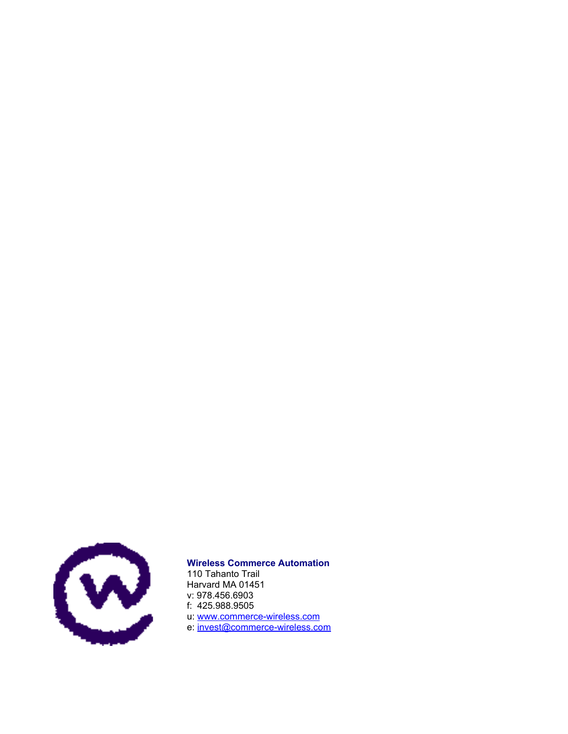**Wireless Commerce Automation**
110 Tahanto Trail
Harvard MA 01451
v: 978.456.6903
f: 425.988.9505
u: www.commerce-wireless.com
e: invest@commerce-wireless.com